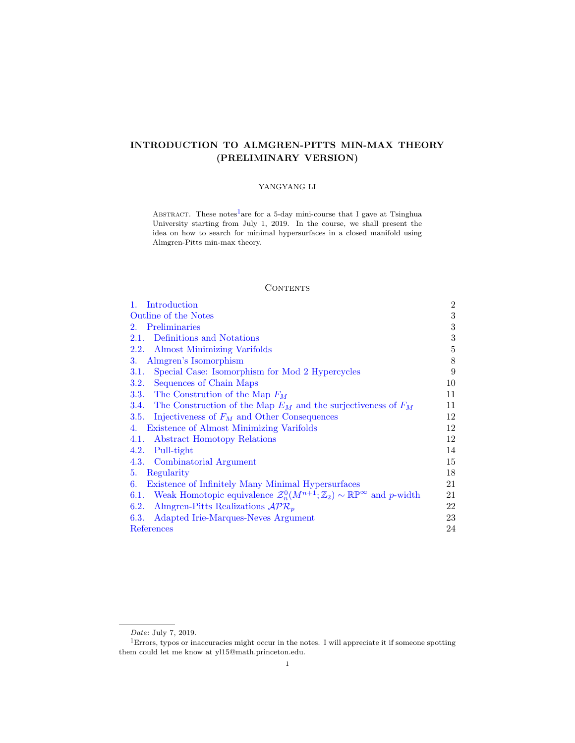# INTRODUCTION TO ALMGREN-PITTS MIN-MAX THEORY (PRELIMINARY VERSION)

YANGYANG LI

Abstract. These notes[1] are for a 5-day mini-course that I gave at Tsinghua University starting from July 1, 2019. In the course, we shall present the idea on how to search for minimal hypersurfaces in a closed manifold using Almgren-Pitts min-max theory.

## Contents

| | |
|---|---|
| 1. Introduction | 2 |
| Outline of the Notes | 3 |
| 2. Preliminaries | 3 |
| 2.1. Definitions and Notations | 3 |
| 2.2. Almost Minimizing Varifolds | 5 |
| 3. Almgren's Isomorphism | 8 |
| 3.1. Special Case: Isomorphism for Mod 2 Hypercycles | 9 |
| 3.2. Sequences of Chain Maps | 10 |
| 3.3. The Constrution of the Map $F_M$ | 11 |
| 3.4. The Construction of the Map $E_M$ and the surjectiveness of $F_M$ | 11 |
| 3.5. Injectiveness of $F_M$ and Other Consequences | 12 |
| 4. Existence of Almost Minimizing Varifolds | 12 |
| 4.1. Abstract Homotopy Relations | 12 |
| 4.2. Pull-tight | 14 |
| 4.3. Combinatorial Argument | 15 |
| 5. Regularity | 18 |
| 6. Existence of Infinitely Many Minimal Hypersurfaces | 21 |
| 6.1. Weak Homotopic equivalence $\mathcal{Z}^0_n(M^{n+1}; \mathbb{Z}_2) \sim \mathbb{RP}^\infty$ and $p$-width | 21 |
| 6.2. Almgren-Pitts Realizations $\mathcal{APR}_p$ | 22 |
| 6.3. Adapted Irie-Marques-Neves Argument | 23 |
| References | 24 |

*Date*: July 7, 2019.

[1] Errors, typos or inaccuracies might occur in the notes. I will appreciate it if someone spotting them could let me know at yl15@math.princeton.edu.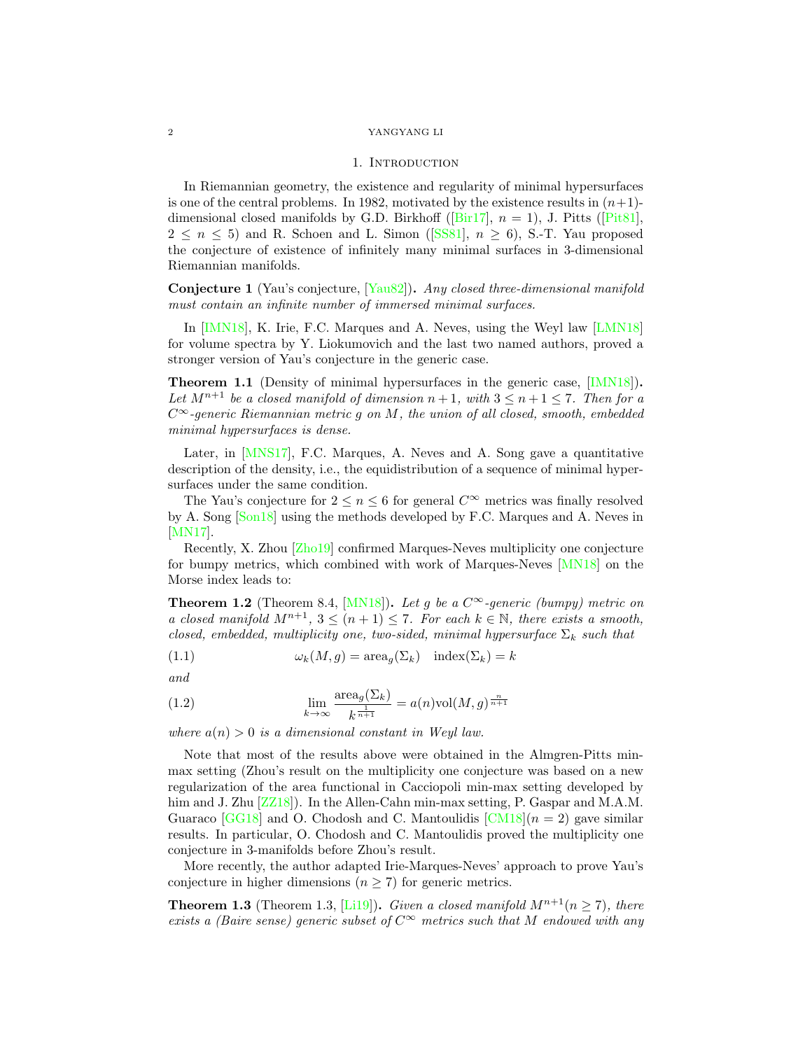## 1. Introduction

In Riemannian geometry, the existence and regularity of minimal hypersurfaces is one of the central problems. In 1982, motivated by the existence results in $(n+1)$-dimensional closed manifolds by G.D. Birkhoff ([Bir17], $n = 1$), J. Pitts ([Pit81], $2 \leq n \leq 5$) and R. Schoen and L. Simon ([SS81], $n \geq 6$), S.-T. Yau proposed the conjecture of existence of infinitely many minimal surfaces in 3-dimensional Riemannian manifolds.

**Conjecture 1** (Yau's conjecture, [Yau82])**.** *Any closed three-dimensional manifold must contain an infinite number of immersed minimal surfaces.*

In [IMN18], K. Irie, F.C. Marques and A. Neves, using the Weyl law [LMN18] for volume spectra by Y. Liokumovich and the last two named authors, proved a stronger version of Yau's conjecture in the generic case.

**Theorem 1.1** (Density of minimal hypersurfaces in the generic case, [IMN18])**.** *Let $M^{n+1}$ be a closed manifold of dimension $n+1$, with $3 \leq n+1 \leq 7$. Then for a $C^\infty$-generic Riemannian metric $g$ on $M$, the union of all closed, smooth, embedded minimal hypersurfaces is dense.*

Later, in [MNS17], F.C. Marques, A. Neves and A. Song gave a quantitative description of the density, i.e., the equidistribution of a sequence of minimal hypersurfaces under the same condition.

The Yau's conjecture for $2 \leq n \leq 6$ for general $C^\infty$ metrics was finally resolved by A. Song [Son18] using the methods developed by F.C. Marques and A. Neves in [MN17].

Recently, X. Zhou [Zho19] confirmed Marques-Neves multiplicity one conjecture for bumpy metrics, which combined with work of Marques-Neves [MN18] on the Morse index leads to:

**Theorem 1.2** (Theorem 8.4, [MN18])**.** *Let $g$ be a $C^\infty$-generic (bumpy) metric on a closed manifold $M^{n+1}$, $3 \leq (n+1) \leq 7$. For each $k \in \mathbb{N}$, there exists a smooth, closed, embedded, multiplicity one, two-sided, minimal hypersurface $\Sigma_k$ such that*

$$\omega_k(M, g) = \text{area}_g(\Sigma_k) \quad \text{index}(\Sigma_k) = k \tag{1.1}$$

*and*

$$\lim_{k \to \infty} \frac{\text{area}_g(\Sigma_k)}{k^{\frac{1}{n+1}}} = a(n)\text{vol}(M, g)^{\frac{n}{n+1}} \tag{1.2}$$

*where $a(n) > 0$ is a dimensional constant in Weyl law.*

Note that most of the results above were obtained in the Almgren-Pitts min-max setting (Zhou's result on the multiplicity one conjecture was based on a new regularization of the area functional in Cacciopoli min-max setting developed by him and J. Zhu [ZZ18]). In the Allen-Cahn min-max setting, P. Gaspar and M.A.M. Guaraco [GG18] and O. Chodosh and C. Mantoulidis [CM18]($n = 2$) gave similar results. In particular, O. Chodosh and C. Mantoulidis proved the multiplicity one conjecture in 3-manifolds before Zhou's result.

More recently, the author adapted Irie-Marques-Neves' approach to prove Yau's conjecture in higher dimensions ($n \geq 7$) for generic metrics.

**Theorem 1.3** (Theorem 1.3, [Li19])**.** *Given a closed manifold $M^{n+1}(n \geq 7)$, there exists a (Baire sense) generic subset of $C^\infty$ metrics such that $M$ endowed with any*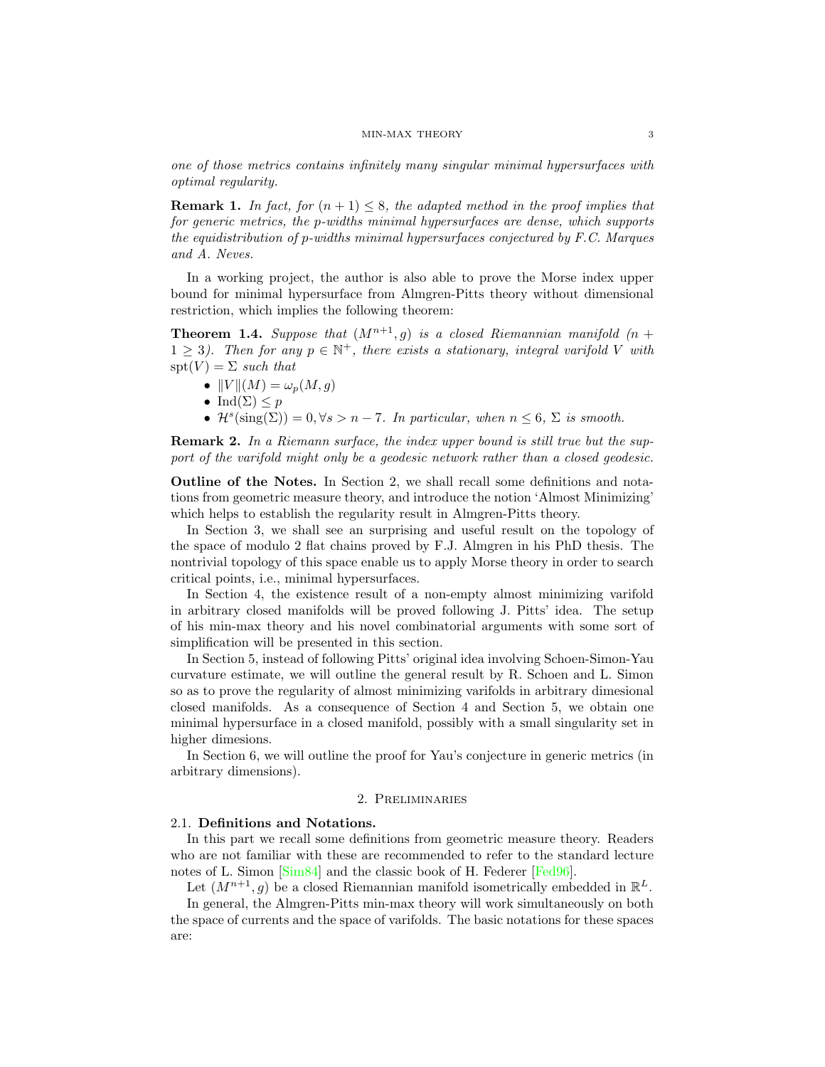*one of those metrics contains infinitely many singular minimal hypersurfaces with optimal regularity.*

**Remark 1.** *In fact, for $(n+1) \leq 8$, the adapted method in the proof implies that for generic metrics, the p-widths minimal hypersurfaces are dense, which supports the equidistribution of p-widths minimal hypersurfaces conjectured by F.C. Marques and A. Neves.*

In a working project, the author is also able to prove the Morse index upper bound for minimal hypersurface from Almgren-Pitts theory without dimensional restriction, which implies the following theorem:

**Theorem 1.4.** *Suppose that $(M^{n+1}, g)$ is a closed Riemannian manifold $(n + 1 \geq 3)$. Then for any $p \in \mathbb{N}^+$, there exists a stationary, integral varifold $V$ with $\mathrm{spt}(V) = \Sigma$ such that*

- $\|V\|(M) = \omega_p(M, g)$
- $\mathrm{Ind}(\Sigma) \leq p$
- $\mathcal{H}^s(\mathrm{sing}(\Sigma)) = 0, \forall s > n - 7$. *In particular, when $n \leq 6$, $\Sigma$ is smooth.*

**Remark 2.** *In a Riemann surface, the index upper bound is still true but the support of the varifold might only be a geodesic network rather than a closed geodesic.*

**Outline of the Notes.** In Section 2, we shall recall some definitions and notations from geometric measure theory, and introduce the notion 'Almost Minimizing' which helps to establish the regularity result in Almgren-Pitts theory.

In Section 3, we shall see an surprising and useful result on the topology of the space of modulo 2 flat chains proved by F.J. Almgren in his PhD thesis. The nontrivial topology of this space enable us to apply Morse theory in order to search critical points, i.e., minimal hypersurfaces.

In Section 4, the existence result of a non-empty almost minimizing varifold in arbitrary closed manifolds will be proved following J. Pitts' idea. The setup of his min-max theory and his novel combinatorial arguments with some sort of simplification will be presented in this section.

In Section 5, instead of following Pitts' original idea involving Schoen-Simon-Yau curvature estimate, we will outline the general result by R. Schoen and L. Simon so as to prove the regularity of almost minimizing varifolds in arbitrary dimesional closed manifolds. As a consequence of Section 4 and Section 5, we obtain one minimal hypersurface in a closed manifold, possibly with a small singularity set in higher dimesions.

In Section 6, we will outline the proof for Yau's conjecture in generic metrics (in arbitrary dimensions).

## 2. Preliminaries

### 2.1. Definitions and Notations.

In this part we recall some definitions from geometric measure theory. Readers who are not familiar with these are recommended to refer to the standard lecture notes of L. Simon [Sim84] and the classic book of H. Federer [Fed96].

Let $(M^{n+1}, g)$ be a closed Riemannian manifold isometrically embedded in $\mathbb{R}^L$.

In general, the Almgren-Pitts min-max theory will work simultaneously on both the space of currents and the space of varifolds. The basic notations for these spaces are: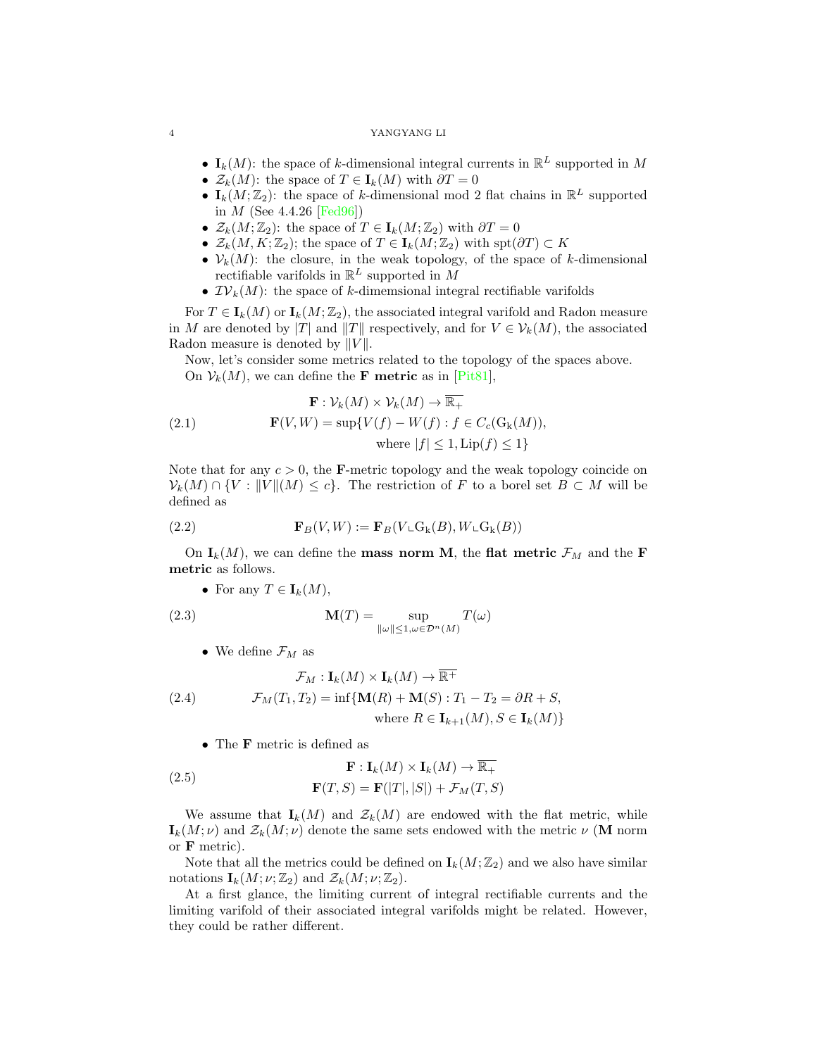- $\mathbf{I}_k(M)$: the space of $k$-dimensional integral currents in $\mathbb{R}^L$ supported in $M$
- $\mathcal{Z}_k(M)$: the space of $T \in \mathbf{I}_k(M)$ with $\partial T = 0$
- $\mathbf{I}_k(M;\mathbb{Z}_2)$: the space of $k$-dimensional mod 2 flat chains in $\mathbb{R}^L$ supported in $M$ (See 4.4.26 [Fed96])
- $\mathcal{Z}_k(M;\mathbb{Z}_2)$: the space of $T \in \mathbf{I}_k(M;\mathbb{Z}_2)$ with $\partial T = 0$
- $\mathcal{Z}_k(M, K;\mathbb{Z}_2)$; the space of $T \in \mathbf{I}_k(M;\mathbb{Z}_2)$ with $\operatorname{spt}(\partial T) \subset K$
- $\mathcal{V}_k(M)$: the closure, in the weak topology, of the space of $k$-dimensional rectifiable varifolds in $\mathbb{R}^L$ supported in $M$
- $\mathcal{IV}_k(M)$: the space of $k$-dimemsional integral rectifiable varifolds

For $T \in \mathbf{I}_k(M)$ or $\mathbf{I}_k(M;\mathbb{Z}_2)$, the associated integral varifold and Radon measure in $M$ are denoted by $|T|$ and $\|T\|$ respectively, and for $V \in \mathcal{V}_k(M)$, the associated Radon measure is denoted by $\|V\|$.

Now, let's consider some metrics related to the topology of the spaces above.

On $\mathcal{V}_k(M)$, we can define the **F metric** as in [Pit81],

$$
\begin{aligned}
&\mathbf{F} : \mathcal{V}_k(M) \times \mathcal{V}_k(M) \to \overline{\mathbb{R}_+} \\
&\mathbf{F}(V, W) = \sup\{V(f) - W(f) : f \in C_c(\mathrm{G_k}(M)), \\
&\qquad\qquad \text{where } |f| \leq 1, \operatorname{Lip}(f) \leq 1\}
\end{aligned}
\tag{2.1}
$$

Note that for any $c > 0$, the $\mathbf{F}$-metric topology and the weak topology coincide on $\mathcal{V}_k(M) \cap \{V : \|V\|(M) \leq c\}$. The restriction of $F$ to a borel set $B \subset M$ will be defined as

$$
\mathbf{F}_B(V, W) := \mathbf{F}_B(V \llcorner \mathrm{G_k}(B), W \llcorner \mathrm{G_k}(B))
\tag{2.2}
$$

On $\mathbf{I}_k(M)$, we can define the **mass norm M**, the **flat metric** $\mathcal{F}_M$ and the **F metric** as follows.

- For any $T \in \mathbf{I}_k(M)$,

$$
\mathbf{M}(T) = \sup_{\|\omega\| \leq 1, \omega \in \mathcal{D}^n(M)} T(\omega)
\tag{2.3}
$$

- We define $\mathcal{F}_M$ as

$$
\begin{aligned}
&\mathcal{F}_M : \mathbf{I}_k(M) \times \mathbf{I}_k(M) \to \overline{\mathbb{R}^+} \\
&\mathcal{F}_M(T_1, T_2) = \inf\{\mathbf{M}(R) + \mathbf{M}(S) : T_1 - T_2 = \partial R + S, \\
&\qquad\qquad \text{where } R \in \mathbf{I}_{k+1}(M), S \in \mathbf{I}_k(M)\}
\end{aligned}
\tag{2.4}
$$

- The $\mathbf{F}$ metric is defined as

$$
\begin{aligned}
&\mathbf{F} : \mathbf{I}_k(M) \times \mathbf{I}_k(M) \to \overline{\mathbb{R}_+} \\
&\mathbf{F}(T, S) = \mathbf{F}(|T|, |S|) + \mathcal{F}_M(T, S)
\end{aligned}
\tag{2.5}
$$

We assume that $\mathbf{I}_k(M)$ and $\mathcal{Z}_k(M)$ are endowed with the flat metric, while $\mathbf{I}_k(M;\nu)$ and $\mathcal{Z}_k(M;\nu)$ denote the same sets endowed with the metric $\nu$ ($\mathbf{M}$ norm or $\mathbf{F}$ metric).

Note that all the metrics could be defined on $\mathbf{I}_k(M;\mathbb{Z}_2)$ and we also have similar notations $\mathbf{I}_k(M;\nu;\mathbb{Z}_2)$ and $\mathcal{Z}_k(M;\nu;\mathbb{Z}_2)$.

At a first glance, the limiting current of integral rectifiable currents and the limiting varifold of their associated integral varifolds might be related. However, they could be rather different.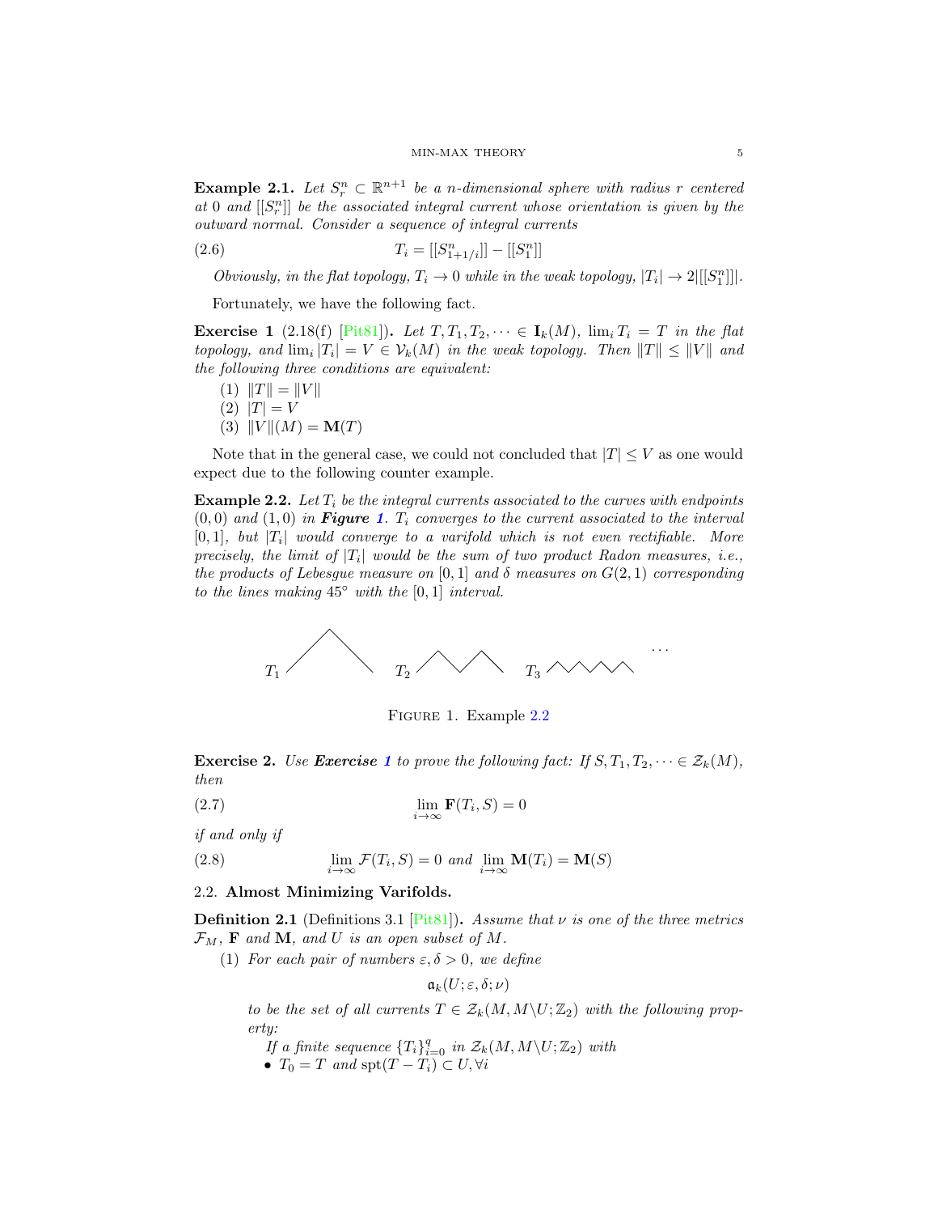**Example 2.1.** *Let $S^n_r \subset \mathbb{R}^{n+1}$ be a $n$-dimensional sphere with radius $r$ centered at 0 and $[[S^n_r]]$ be the associated integral current whose orientation is given by the outward normal. Consider a sequence of integral currents*

$$T_i = [[S^n_{1+1/i}]] - [[S^n_1]] \tag{2.6}$$

*Obviously, in the flat topology, $T_i \to 0$ while in the weak topology, $|T_i| \to 2|[[S^n_1]]|$.*

Fortunately, we have the following fact.

**Exercise 1** (2.18(f) [Pit81])**.** *Let $T, T_1, T_2, \cdots \in \mathbf{I}_k(M)$, $\lim_i T_i = T$ in the flat topology, and $\lim_i |T_i| = V \in \mathcal{V}_k(M)$ in the weak topology. Then $\|T\| \leq \|V\|$ and the following three conditions are equivalent:*

1. $\|T\| = \|V\|$
2. $|T| = V$
3. $\|V\|(M) = \mathbf{M}(T)$

Note that in the general case, we could not concluded that $|T| \leq V$ as one would expect due to the following counter example.

**Example 2.2.** *Let $T_i$ be the integral currents associated to the curves with endpoints $(0, 0)$ and $(1, 0)$ in **Figure 1**. $T_i$ converges to the current associated to the interval $[0, 1]$, but $|T_i|$ would converge to a varifold which is not even rectifiable. More precisely, the limit of $|T_i|$ would be the sum of two product Radon measures, i.e., the products of Lebesgue measure on $[0, 1]$ and $\delta$ measures on $G(2, 1)$ corresponding to the lines making $45^\circ$ with the $[0, 1]$ interval.*

FIGURE 1. Example 2.2

**Exercise 2.** *Use **Exercise 1** to prove the following fact: If $S, T_1, T_2, \cdots \in \mathcal{Z}_k(M)$, then*

$$\lim_{i\to\infty} \mathbf{F}(T_i, S) = 0 \tag{2.7}$$

*if and only if*

$$\lim_{i\to\infty} \mathcal{F}(T_i, S) = 0 \text{ and } \lim_{i\to\infty} \mathbf{M}(T_i) = \mathbf{M}(S) \tag{2.8}$$

## 2.2. Almost Minimizing Varifolds.

**Definition 2.1** (Definitions 3.1 [Pit81])**.** *Assume that $\nu$ is one of the three metrics $\mathcal{F}_M$, $\mathbf{F}$ and $\mathbf{M}$, and $U$ is an open subset of $M$.*

(1) *For each pair of numbers $\varepsilon, \delta > 0$, we define*

$$\mathfrak{a}_k(U; \varepsilon, \delta; \nu)$$

*to be the set of all currents $T \in \mathcal{Z}_k(M, M\backslash U; \mathbb{Z}_2)$ with the following property:*

*If a finite sequence $\{T_i\}_{i=0}^q$ in $\mathcal{Z}_k(M, M\backslash U; \mathbb{Z}_2)$ with*

- *$T_0 = T$ and $\mathrm{spt}(T - T_i) \subset U, \forall i$*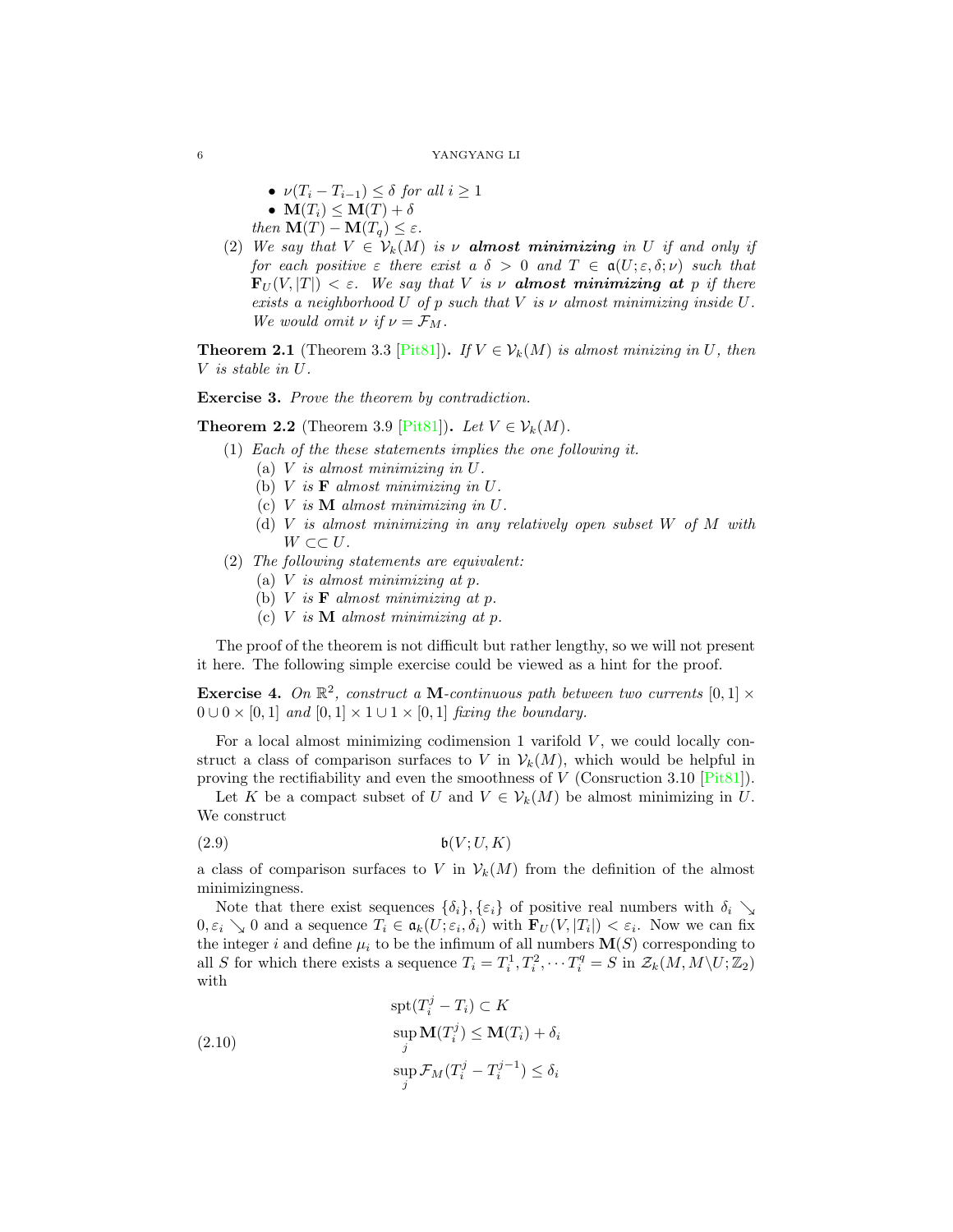- $\nu(T_i - T_{i-1}) \le \delta$ *for all* $i \ge 1$
- $\mathbf{M}(T_i) \le \mathbf{M}(T) + \delta$

*then* $\mathbf{M}(T) - \mathbf{M}(T_q) \le \varepsilon$.

(2) *We say that* $V \in \mathcal{V}_k(M)$ *is* $\nu$ ***almost minimizing*** *in* $U$ *if and only if for each positive* $\varepsilon$ *there exist a* $\delta > 0$ *and* $T \in \mathfrak{a}(U; \varepsilon, \delta; \nu)$ *such that* $\mathbf{F}_U(V, |T|) < \varepsilon$. *We say that* $V$ *is* $\nu$ ***almost minimizing at*** $p$ *if there exists a neighborhood* $U$ *of* $p$ *such that* $V$ *is* $\nu$ *almost minimizing inside* $U$. *We would omit* $\nu$ *if* $\nu = \mathcal{F}_M$.

**Theorem 2.1** (Theorem 3.3 [Pit81])**.** *If* $V \in \mathcal{V}_k(M)$ *is almost minizing in* $U$*, then* $V$ *is stable in* $U$.

**Exercise 3.** *Prove the theorem by contradiction.*

**Theorem 2.2** (Theorem 3.9 [Pit81])**.** *Let* $V \in \mathcal{V}_k(M)$.

(1) *Each of the these statements implies the one following it.*
  (a) $V$ *is almost minimizing in* $U$.
  (b) $V$ *is* $\mathbf{F}$ *almost minimizing in* $U$.
  (c) $V$ *is* $\mathbf{M}$ *almost minimizing in* $U$.
  (d) $V$ *is almost minimizing in any relatively open subset* $W$ *of* $M$ *with* $W \subset\subset U$.

(2) *The following statements are equivalent:*
  (a) $V$ *is almost minimizing at* $p$.
  (b) $V$ *is* $\mathbf{F}$ *almost minimizing at* $p$.
  (c) $V$ *is* $\mathbf{M}$ *almost minimizing at* $p$.

The proof of the theorem is not difficult but rather lengthy, so we will not present it here. The following simple exercise could be viewed as a hint for the proof.

**Exercise 4.** *On* $\mathbb{R}^2$*, construct a* $\mathbf{M}$*-continuous path between two currents* $[0,1] \times 0 \cup 0 \times [0,1]$ *and* $[0,1] \times 1 \cup 1 \times [0,1]$ *fixing the boundary.*

For a local almost minimizing codimension 1 varifold $V$, we could locally construct a class of comparison surfaces to $V$ in $\mathcal{V}_k(M)$, which would be helpful in proving the rectifiability and even the smoothness of $V$ (Consruction 3.10 [Pit81]).

Let $K$ be a compact subset of $U$ and $V \in \mathcal{V}_k(M)$ be almost minimizing in $U$. We construct

$$\mathfrak{b}(V; U, K) \tag{2.9}$$

a class of comparison surfaces to $V$ in $\mathcal{V}_k(M)$ from the definition of the almost minimizingness.

Note that there exist sequences $\{\delta_i\}, \{\varepsilon_i\}$ of positive real numbers with $\delta_i \searrow 0, \varepsilon_i \searrow 0$ and a sequence $T_i \in \mathfrak{a}_k(U; \varepsilon_i, \delta_i)$ with $\mathbf{F}_U(V, |T_i|) < \varepsilon_i$. Now we can fix the integer $i$ and define $\mu_i$ to be the infimum of all numbers $\mathbf{M}(S)$ corresponding to all $S$ for which there exists a sequence $T_i = T_i^1, T_i^2, \cdots T_i^q = S$ in $\mathcal{Z}_k(M, M \backslash U; \mathbb{Z}_2)$ with

$$\begin{aligned} &\operatorname{spt}(T_i^j - T_i) \subset K \\ &\sup_j \mathbf{M}(T_i^j) \le \mathbf{M}(T_i) + \delta_i \\ &\sup_j \mathcal{F}_M(T_i^j - T_i^{j-1}) \le \delta_i \end{aligned} \tag{2.10}$$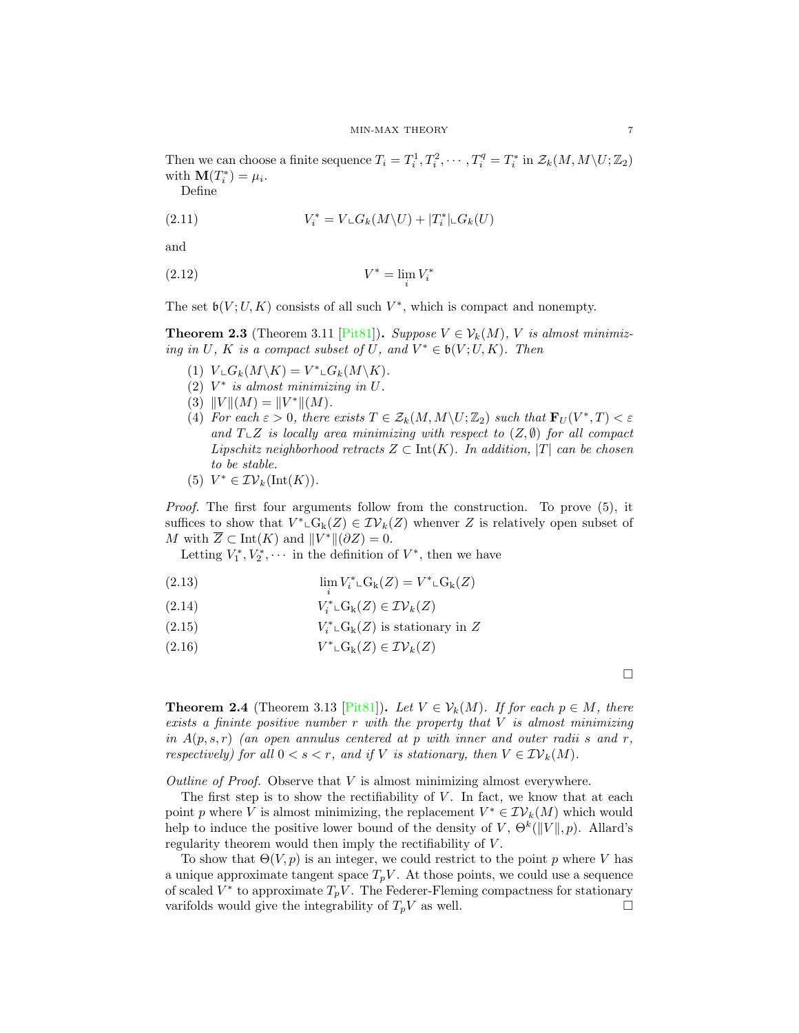Then we can choose a finite sequence $T_i = T_i^1, T_i^2, \cdots, T_i^q = T_i^*$ in $\mathcal{Z}_k(M, M\backslash U; \mathbb{Z}_2)$ with $\mathbf{M}(T_i^*) = \mu_i$.

Define

$$V_i^* = V \llcorner G_k(M\backslash U) + |T_i^*| \llcorner G_k(U) \tag{2.11}$$

and

$$V^* = \lim_i V_i^* \tag{2.12}$$

The set $\mathfrak{b}(V; U, K)$ consists of all such $V^*$, which is compact and nonempty.

**Theorem 2.3** (Theorem 3.11 [Pit81])**.** *Suppose $V \in \mathcal{V}_k(M)$, $V$ is almost minimizing in $U$, $K$ is a compact subset of $U$, and $V^* \in \mathfrak{b}(V; U, K)$. Then*

1. $V \llcorner G_k(M\backslash K) = V^* \llcorner G_k(M\backslash K)$.
2. *$V^*$ is almost minimizing in $U$.*
3. $\|V\|(M) = \|V^*\|(M)$.
4. *For each $\varepsilon > 0$, there exists $T \in \mathcal{Z}_k(M, M\backslash U; \mathbb{Z}_2)$ such that $\mathbf{F}_U(V^*, T) < \varepsilon$ and $T \llcorner Z$ is locally area minimizing with respect to $(Z, \emptyset)$ for all compact Lipschitz neighborhood retracts $Z \subset \mathrm{Int}(K)$. In addition, $|T|$ can be chosen to be stable.*
5. $V^* \in \mathcal{IV}_k(\mathrm{Int}(K))$.

*Proof.* The first four arguments follow from the construction. To prove (5), it suffices to show that $V^* \llcorner \mathrm{G_k}(Z) \in \mathcal{IV}_k(Z)$ whenever $Z$ is relatively open subset of $M$ with $\overline{Z} \subset \mathrm{Int}(K)$ and $\|V^*\|(\partial Z) = 0$.

Letting $V_1^*, V_2^*, \cdots$ in the definition of $V^*$, then we have

$$\lim_i V_i^* \llcorner \mathrm{G_k}(Z) = V^* \llcorner \mathrm{G_k}(Z) \tag{2.13}$$

$$V_i^* \llcorner \mathrm{G_k}(Z) \in \mathcal{IV}_k(Z) \tag{2.14}$$

$$V_i^* \llcorner \mathrm{G_k}(Z) \text{ is stationary in } Z \tag{2.15}$$

$$V^* \llcorner \mathrm{G_k}(Z) \in \mathcal{IV}_k(Z) \tag{2.16}$$

□

**Theorem 2.4** (Theorem 3.13 [Pit81])**.** *Let $V \in \mathcal{V}_k(M)$. If for each $p \in M$, there exists a fininte positive number $r$ with the property that $V$ is almost minimizing in $A(p, s, r)$ (an open annulus centered at $p$ with inner and outer radii $s$ and $r$, respectively) for all $0 < s < r$, and if $V$ is stationary, then $V \in \mathcal{IV}_k(M)$.*

*Outline of Proof.* Observe that $V$ is almost minimizing almost everywhere.

The first step is to show the rectifiability of $V$. In fact, we know that at each point $p$ where $V$ is almost minimizing, the replacement $V^* \in \mathcal{IV}_k(M)$ which would help to induce the positive lower bound of the density of $V$, $\Theta^k(\|V\|, p)$. Allard's regularity theorem would then imply the rectifiability of $V$.

To show that $\Theta(V, p)$ is an integer, we could restrict to the point $p$ where $V$ has a unique approximate tangent space $T_pV$. At those points, we could use a sequence of scaled $V^*$ to approximate $T_pV$. The Federer-Fleming compactness for stationary varifolds would give the integrability of $T_pV$ as well. □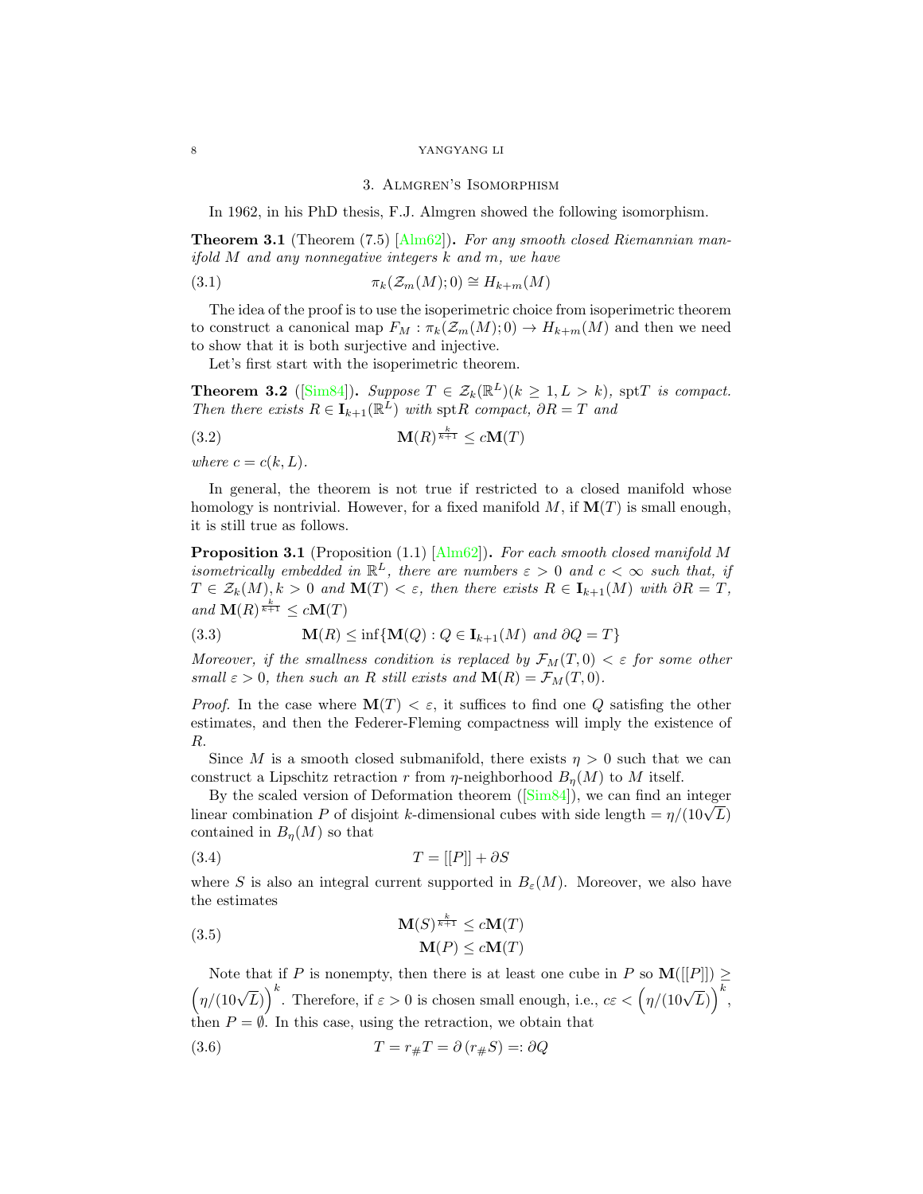## 3. Almgren's Isomorphism

In 1962, in his PhD thesis, F.J. Almgren showed the following isomorphism.

**Theorem 3.1** (Theorem (7.5) [Alm62]). *For any smooth closed Riemannian manifold $M$ and any nonnegative integers $k$ and $m$, we have*

$$\pi_k(\mathcal{Z}_m(M);0) \cong H_{k+m}(M) \tag{3.1}$$

The idea of the proof is to use the isoperimetric choice from isoperimetric theorem to construct a canonical map $F_M : \pi_k(\mathcal{Z}_m(M);0) \to H_{k+m}(M)$ and then we need to show that it is both surjective and injective.

Let's first start with the isoperimetric theorem.

**Theorem 3.2** ([Sim84]). *Suppose $T \in \mathcal{Z}_k(\mathbb{R}^L)(k \geq 1, L > k)$, $\operatorname{spt}T$ is compact. Then there exists $R \in \mathbf{I}_{k+1}(\mathbb{R}^L)$ with $\operatorname{spt}R$ compact, $\partial R = T$ and*

$$\mathbf{M}(R)^{\frac{k}{k+1}} \leq c\mathbf{M}(T) \tag{3.2}$$

*where $c = c(k, L)$.*

In general, the theorem is not true if restricted to a closed manifold whose homology is nontrivial. However, for a fixed manifold $M$, if $\mathbf{M}(T)$ is small enough, it is still true as follows.

**Proposition 3.1** (Proposition (1.1) [Alm62]). *For each smooth closed manifold $M$ isometrically embedded in $\mathbb{R}^L$, there are numbers $\varepsilon > 0$ and $c < \infty$ such that, if $T \in \mathcal{Z}_k(M), k > 0$ and $\mathbf{M}(T) < \varepsilon$, then there exists $R \in \mathbf{I}_{k+1}(M)$ with $\partial R = T$, and $\mathbf{M}(R)^{\frac{k}{k+1}} \leq c\mathbf{M}(T)$*

$$\mathbf{M}(R) \leq \inf\{\mathbf{M}(Q) : Q \in \mathbf{I}_{k+1}(M) \text{ and } \partial Q = T\} \tag{3.3}$$

*Moreover, if the smallness condition is replaced by $\mathcal{F}_M(T, 0) < \varepsilon$ for some other small $\varepsilon > 0$, then such an $R$ still exists and $\mathbf{M}(R) = \mathcal{F}_M(T, 0)$.*

*Proof.* In the case where $\mathbf{M}(T) < \varepsilon$, it suffices to find one $Q$ satisfing the other estimates, and then the Federer-Fleming compactness will imply the existence of $R$.

Since $M$ is a smooth closed submanifold, there exists $\eta > 0$ such that we can construct a Lipschitz retraction $r$ from $\eta$-neighborhood $B_\eta(M)$ to $M$ itself.

By the scaled version of Deformation theorem ([Sim84]), we can find an integer linear combination $P$ of disjoint $k$-dimensional cubes with side length $= \eta/(10\sqrt{L})$ contained in $B_\eta(M)$ so that

$$T = [[P]] + \partial S \tag{3.4}$$

where $S$ is also an integral current supported in $B_\varepsilon(M)$. Moreover, we also have the estimates

$$\begin{aligned} \mathbf{M}(S)^{\frac{k}{k+1}} &\leq c\mathbf{M}(T) \\ \mathbf{M}(P) &\leq c\mathbf{M}(T) \end{aligned} \tag{3.5}$$

Note that if $P$ is nonempty, then there is at least one cube in $P$ so $\mathbf{M}([[P]]) \geq \left(\eta/(10\sqrt{L})\right)^k$. Therefore, if $\varepsilon > 0$ is chosen small enough, i.e., $c\varepsilon < \left(\eta/(10\sqrt{L})\right)^k$, then $P = \emptyset$. In this case, using the retraction, we obtain that

$$T = r_\# T = \partial\left(r_\# S\right) =: \partial Q \tag{3.6}$$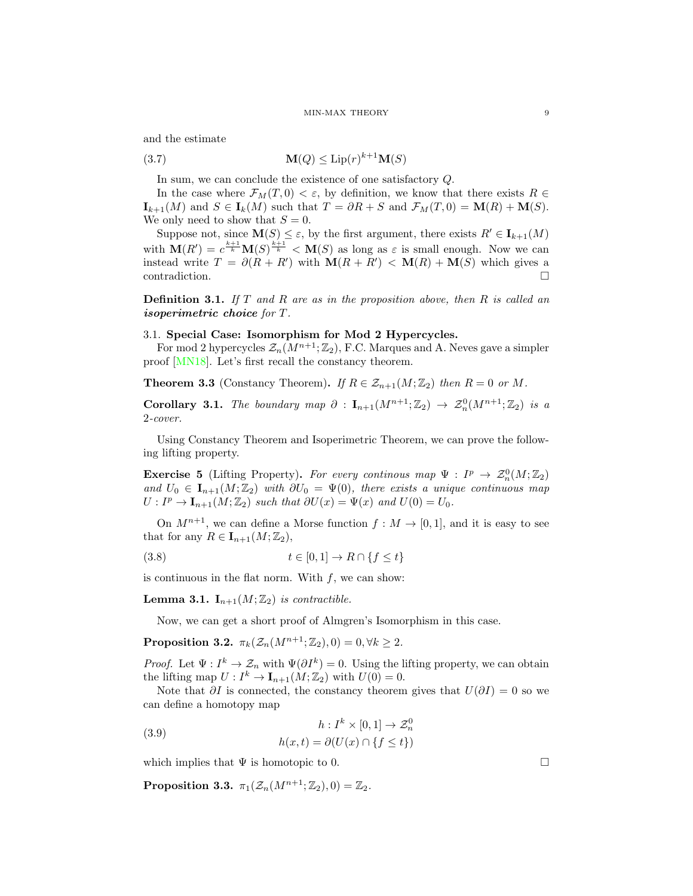and the estimate

$$\mathbf{M}(Q) \leq \mathrm{Lip}(r)^{k+1}\mathbf{M}(S) \tag{3.7}$$

In sum, we can conclude the existence of one satisfactory $Q$.

In the case where $\mathcal{F}_M(T,0) < \varepsilon$, by definition, we know that there exists $R \in \mathbf{I}_{k+1}(M)$ and $S \in \mathbf{I}_k(M)$ such that $T = \partial R + S$ and $\mathcal{F}_M(T,0) = \mathbf{M}(R) + \mathbf{M}(S)$. We only need to show that $S = 0$.

Suppose not, since $\mathbf{M}(S) \leq \varepsilon$, by the first argument, there exists $R' \in \mathbf{I}_{k+1}(M)$ with $\mathbf{M}(R') = c^{\frac{k+1}{k}}\mathbf{M}(S)^{\frac{k+1}{k}} < \mathbf{M}(S)$ as long as $\varepsilon$ is small enough. Now we can instead write $T = \partial(R + R')$ with $\mathbf{M}(R + R') < \mathbf{M}(R) + \mathbf{M}(S)$ which gives a contradiction. $\square$

**Definition 3.1.** *If $T$ and $R$ are as in the proposition above, then $R$ is called an **isoperimetric choice** for $T$.*

### 3.1. Special Case: Isomorphism for Mod 2 Hypercycles.

For mod 2 hypercycles $\mathcal{Z}_n(M^{n+1};\mathbb{Z}_2)$, F.C. Marques and A. Neves gave a simpler proof [MN18]. Let's first recall the constancy theorem.

**Theorem 3.3** (Constancy Theorem). *If $R \in \mathcal{Z}_{n+1}(M;\mathbb{Z}_2)$ then $R = 0$ or $M$.*

**Corollary 3.1.** *The boundary map $\partial : \mathbf{I}_{n+1}(M^{n+1};\mathbb{Z}_2) \to \mathcal{Z}^0_n(M^{n+1};\mathbb{Z}_2)$ is a 2-cover.*

Using Constancy Theorem and Isoperimetric Theorem, we can prove the following lifting property.

**Exercise 5** (Lifting Property)**.** *For every continous map $\Psi : I^p \to \mathcal{Z}^0_n(M;\mathbb{Z}_2)$ and $U_0 \in \mathbf{I}_{n+1}(M;\mathbb{Z}_2)$ with $\partial U_0 = \Psi(0)$, there exists a unique continuous map $U : I^p \to \mathbf{I}_{n+1}(M;\mathbb{Z}_2)$ such that $\partial U(x) = \Psi(x)$ and $U(0) = U_0$.*

On $M^{n+1}$, we can define a Morse function $f : M \to [0,1]$, and it is easy to see that for any $R \in \mathbf{I}_{n+1}(M;\mathbb{Z}_2)$,

$$t \in [0,1] \to R \cap \{f \leq t\} \tag{3.8}$$

is continuous in the flat norm. With $f$, we can show:

**Lemma 3.1.** *$\mathbf{I}_{n+1}(M;\mathbb{Z}_2)$ is contractible.*

Now, we can get a short proof of Almgren's Isomorphism in this case.

**Proposition 3.2.** *$\pi_k(\mathcal{Z}_n(M^{n+1};\mathbb{Z}_2), 0) = 0, \forall k \geq 2$.*

*Proof.* Let $\Psi : I^k \to \mathcal{Z}_n$ with $\Psi(\partial I^k) = 0$. Using the lifting property, we can obtain the lifting map $U : I^k \to \mathbf{I}_{n+1}(M;\mathbb{Z}_2)$ with $U(0) = 0$.

Note that $\partial I$ is connected, the constancy theorem gives that $U(\partial I) = 0$ so we can define a homotopy map

$$\begin{aligned} h &: I^k \times [0,1] \to \mathcal{Z}^0_n \\ h(x,t) &= \partial(U(x) \cap \{f \leq t\}) \end{aligned} \tag{3.9}$$

which implies that $\Psi$ is homotopic to 0. $\square$

**Proposition 3.3.** *$\pi_1(\mathcal{Z}_n(M^{n+1};\mathbb{Z}_2), 0) = \mathbb{Z}_2$.*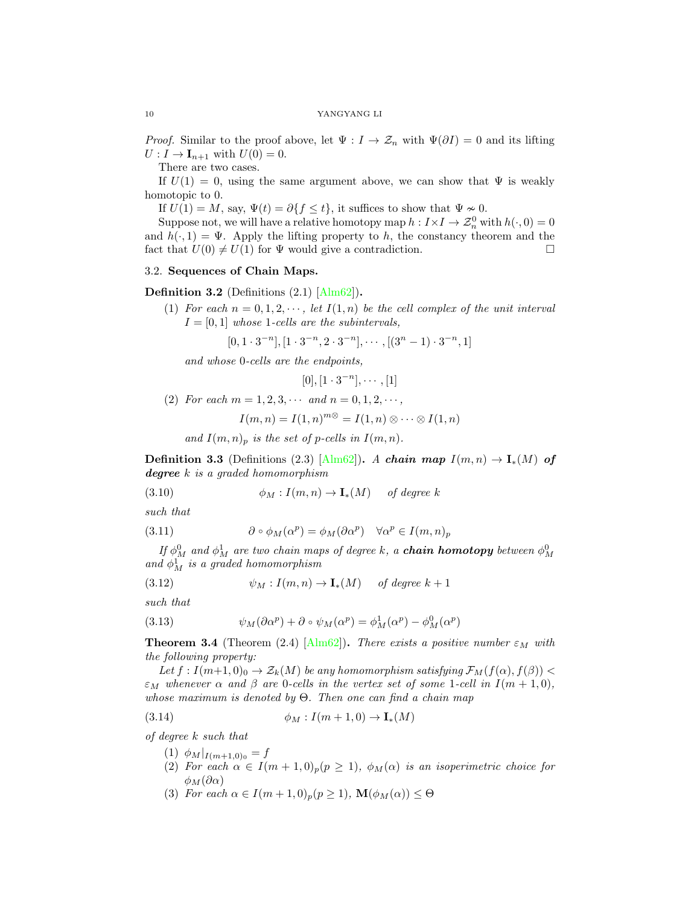*Proof.* Similar to the proof above, let $\Psi : I \to \mathcal{Z}_n$ with $\Psi(\partial I) = 0$ and its lifting $U : I \to \mathbf{I}_{n+1}$ with $U(0) = 0$.

There are two cases.

If $U(1) = 0$, using the same argument above, we can show that $\Psi$ is weakly homotopic to 0.

If $U(1) = M$, say, $\Psi(t) = \partial\{f \leq t\}$, it suffices to show that $\Psi \not\sim 0$.

Suppose not, we will have a relative homotopy map $h : I \times I \to \mathcal{Z}_n^0$ with $h(\cdot, 0) = 0$ and $h(\cdot, 1) = \Psi$. Apply the lifting property to $h$, the constancy theorem and the fact that $U(0) \neq U(1)$ for $\Psi$ would give a contradiction. □

### 3.2. Sequences of Chain Maps.

**Definition 3.2** (Definitions (2.1) [Alm62])**.**

1. *For each $n = 0, 1, 2, \cdots$, let $I(1, n)$ be the cell complex of the unit interval $I = [0, 1]$ whose 1-cells are the subintervals,*
$$[0, 1 \cdot 3^{-n}], [1 \cdot 3^{-n}, 2 \cdot 3^{-n}], \cdots, [(3^n - 1) \cdot 3^{-n}, 1]$$
*and whose 0-cells are the endpoints,*
$$[0], [1 \cdot 3^{-n}], \cdots, [1]$$
2. *For each $m = 1, 2, 3, \cdots$ and $n = 0, 1, 2, \cdots$,*
$$I(m, n) = I(1, n)^{m\otimes} = I(1, n) \otimes \cdots \otimes I(1, n)$$
*and $I(m, n)_p$ is the set of $p$-cells in $I(m, n)$.*

**Definition 3.3** (Definitions (2.3) [Alm62])**.** *A* ***chain map*** *$I(m, n) \to \mathbf{I}_*(M)$* ***of degree*** *$k$ is a graded homomorphism*

$$\phi_M : I(m, n) \to \mathbf{I}_*(M) \quad \text{of degree } k \tag{3.10}$$

*such that*

$$\partial \circ \phi_M(\alpha^p) = \phi_M(\partial \alpha^p) \quad \forall \alpha^p \in I(m, n)_p \tag{3.11}$$

*If $\phi_M^0$ and $\phi_M^1$ are two chain maps of degree $k$, a* ***chain homotopy*** *between $\phi_M^0$ and $\phi_M^1$ is a graded homomorphism*

$$\psi_M : I(m, n) \to \mathbf{I}_*(M) \quad \text{of degree } k + 1 \tag{3.12}$$

*such that*

$$\psi_M(\partial \alpha^p) + \partial \circ \psi_M(\alpha^p) = \phi_M^1(\alpha^p) - \phi_M^0(\alpha^p) \tag{3.13}$$

**Theorem 3.4** (Theorem (2.4) [Alm62])**.** *There exists a positive number $\varepsilon_M$ with the following property:*

*Let $f : I(m+1, 0)_0 \to \mathcal{Z}_k(M)$ be any homomorphism satisfying $\mathcal{F}_M(f(\alpha), f(\beta)) < \varepsilon_M$ whenever $\alpha$ and $\beta$ are 0-cells in the vertex set of some 1-cell in $I(m+1, 0)$, whose maximum is denoted by $\Theta$. Then one can find a chain map*

$$\phi_M : I(m + 1, 0) \to \mathbf{I}_*(M) \tag{3.14}$$

*of degree $k$ such that*

1. *$\phi_M|_{I(m+1,0)_0} = f$*
2. *For each $\alpha \in I(m + 1, 0)_p (p \geq 1)$, $\phi_M(\alpha)$ is an isoperimetric choice for $\phi_M(\partial\alpha)$*
3. *For each $\alpha \in I(m + 1, 0)_p (p \geq 1)$, $\mathbf{M}(\phi_M(\alpha)) \leq \Theta$*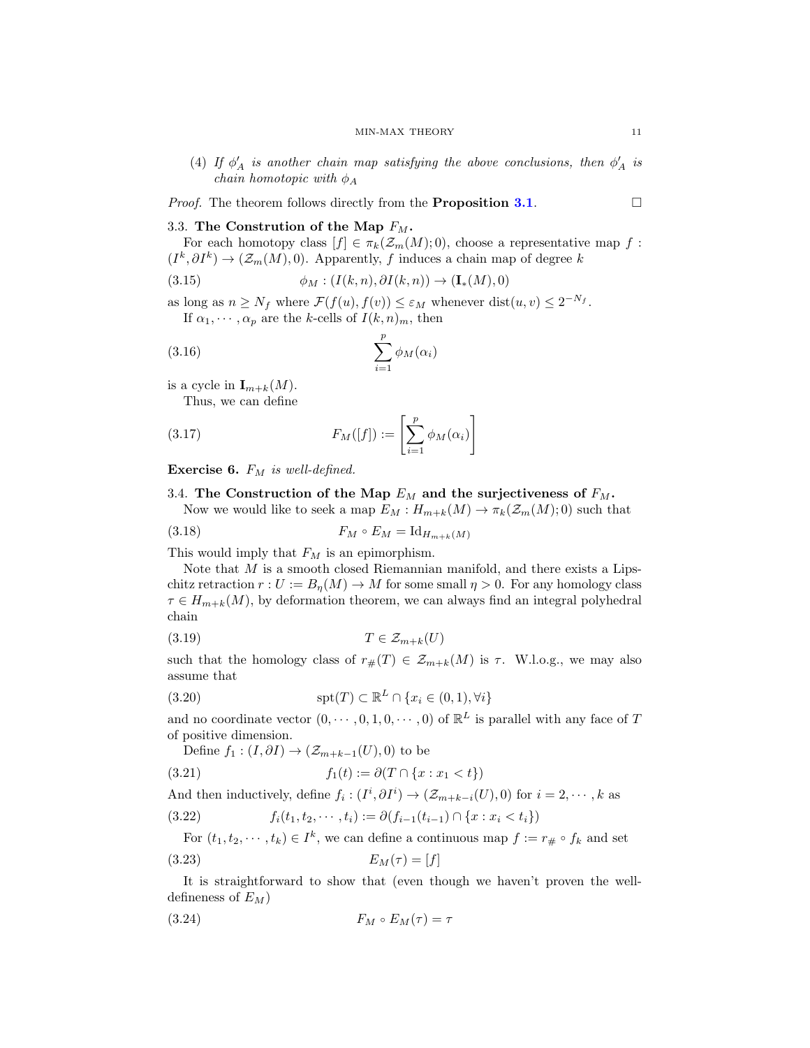(4) *If $\phi'_A$ is another chain map satisfying the above conclusions, then $\phi'_A$ is chain homotopic with $\phi_A$*

*Proof.* The theorem follows directly from the **Proposition 3.1**. □

### 3.3. The Constrution of the Map $F_M$.

For each homotopy class $[f] \in \pi_k(\mathcal{Z}_m(M); 0)$, choose a representative map $f : (I^k, \partial I^k) \to (\mathcal{Z}_m(M), 0)$. Apparently, $f$ induces a chain map of degree $k$

$$\phi_M : (I(k,n), \partial I(k,n)) \to (\mathbf{I}_*(M), 0) \tag{3.15}$$

as long as $n \geq N_f$ where $\mathcal{F}(f(u), f(v)) \leq \varepsilon_M$ whenever $\text{dist}(u, v) \leq 2^{-N_f}$.

If $\alpha_1, \cdots, \alpha_p$ are the $k$-cells of $I(k,n)_m$, then

$$\sum_{i=1}^{p} \phi_M(\alpha_i) \tag{3.16}$$

is a cycle in $\mathbf{I}_{m+k}(M)$.

Thus, we can define

$$F_M([f]) := \left[\sum_{i=1}^{p} \phi_M(\alpha_i)\right] \tag{3.17}$$

**Exercise 6.** *$F_M$ is well-defined.*

### 3.4. The Construction of the Map $E_M$ and the surjectiveness of $F_M$.

Now we would like to seek a map $E_M : H_{m+k}(M) \to \pi_k(\mathcal{Z}_m(M); 0)$ such that

$$F_M \circ E_M = \text{Id}_{H_{m+k}(M)} \tag{3.18}$$

This would imply that $F_M$ is an epimorphism.

Note that $M$ is a smooth closed Riemannian manifold, and there exists a Lipschitz retraction $r : U := B_\eta(M) \to M$ for some small $\eta > 0$. For any homology class $\tau \in H_{m+k}(M)$, by deformation theorem, we can always find an integral polyhedral chain

$$T \in \mathcal{Z}_{m+k}(U) \tag{3.19}$$

such that the homology class of $r_\#(T) \in \mathcal{Z}_{m+k}(M)$ is $\tau$. W.l.o.g., we may also assume that

$$\text{spt}(T) \subset \mathbb{R}^L \cap \{x_i \in (0,1), \forall i\} \tag{3.20}$$

and no coordinate vector $(0, \cdots, 0, 1, 0, \cdots, 0)$ of $\mathbb{R}^L$ is parallel with any face of $T$ of positive dimension.

Define $f_1 : (I, \partial I) \to (\mathcal{Z}_{m+k-1}(U), 0)$ to be

$$f_1(t) := \partial(T \cap \{x : x_1 < t\}) \tag{3.21}$$

And then inductively, define $f_i : (I^i, \partial I^i) \to (\mathcal{Z}_{m+k-i}(U), 0)$ for $i = 2, \cdots, k$ as

$$f_i(t_1, t_2, \cdots, t_i) := \partial(f_{i-1}(t_{i-1}) \cap \{x : x_i < t_i\}) \tag{3.22}$$

For $(t_1, t_2, \cdots, t_k) \in I^k$, we can define a continuous map $f := r_\# \circ f_k$ and set

$$E_M(\tau) = [f] \tag{3.23}$$

It is straightforward to show that (even though we haven't proven the well-defineness of $E_M$)

$$F_M \circ E_M(\tau) = \tau \tag{3.24}$$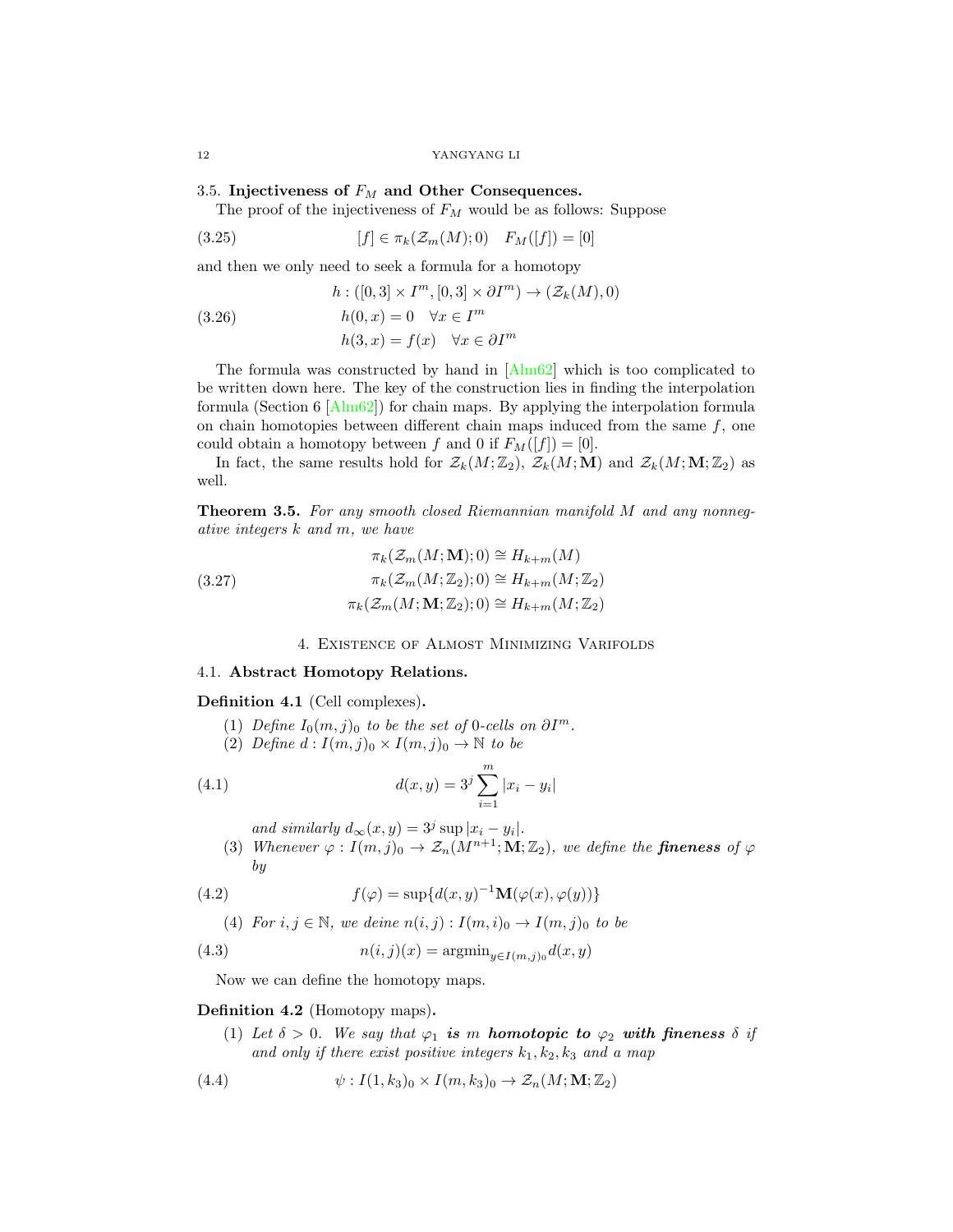### 3.5. Injectiveness of $F_M$ and Other Consequences.

The proof of the injectiveness of $F_M$ would be as follows: Suppose

$$[f] \in \pi_k(\mathcal{Z}_m(M); 0) \quad F_M([f]) = [0] \tag{3.25}$$

and then we only need to seek a formula for a homotopy

$$\begin{aligned} h : ([0,3] \times I^m, [0,3] \times \partial I^m) &\to (\mathcal{Z}_k(M), 0) \\ h(0, x) = 0 &\quad \forall x \in I^m \\ h(3, x) = f(x) &\quad \forall x \in \partial I^m \end{aligned} \tag{3.26}$$

The formula was constructed by hand in [Alm62] which is too complicated to be written down here. The key of the construction lies in finding the interpolation formula (Section 6 [Alm62]) for chain maps. By applying the interpolation formula on chain homotopies between different chain maps induced from the same $f$, one could obtain a homotopy between $f$ and 0 if $F_M([f]) = [0]$.

In fact, the same results hold for $\mathcal{Z}_k(M; \mathbb{Z}_2)$, $\mathcal{Z}_k(M; \mathbf{M})$ and $\mathcal{Z}_k(M; \mathbf{M}; \mathbb{Z}_2)$ as well.

**Theorem 3.5.** *For any smooth closed Riemannian manifold $M$ and any nonnegative integers $k$ and $m$, we have*

$$\begin{aligned} \pi_k(\mathcal{Z}_m(M; \mathbf{M}); 0) &\cong H_{k+m}(M) \\ \pi_k(\mathcal{Z}_m(M; \mathbb{Z}_2); 0) &\cong H_{k+m}(M; \mathbb{Z}_2) \\ \pi_k(\mathcal{Z}_m(M; \mathbf{M}; \mathbb{Z}_2); 0) &\cong H_{k+m}(M; \mathbb{Z}_2) \end{aligned} \tag{3.27}$$

## 4. Existence of Almost Minimizing Varifolds

### 4.1. Abstract Homotopy Relations.

**Definition 4.1** (Cell complexes)**.**

1. *Define $I_0(m, j)_0$ to be the set of 0-cells on $\partial I^m$.*
2. *Define $d : I(m, j)_0 \times I(m, j)_0 \to \mathbb{N}$ to be*

$$d(x, y) = 3^j \sum_{i=1}^{m} |x_i - y_i| \tag{4.1}$$

   *and similarly $d_\infty(x, y) = 3^j \sup |x_i - y_i|$.*

3. *Whenever $\varphi : I(m, j)_0 \to \mathcal{Z}_n(M^{n+1}; \mathbf{M}; \mathbb{Z}_2)$, we define the **fineness** of $\varphi$ by*

$$f(\varphi) = \sup\{d(x, y)^{-1} \mathbf{M}(\varphi(x), \varphi(y))\} \tag{4.2}$$

4. *For $i, j \in \mathbb{N}$, we deine $n(i, j) : I(m, i)_0 \to I(m, j)_0$ to be*

$$n(i, j)(x) = \operatorname{argmin}_{y \in I(m,j)_0} d(x, y) \tag{4.3}$$

Now we can define the homotopy maps.

**Definition 4.2** (Homotopy maps)**.**

1. *Let $\delta > 0$. We say that $\varphi_1$ **is** $m$ **homotopic to** $\varphi_2$ **with fineness** $\delta$ if and only if there exist positive integers $k_1, k_2, k_3$ and a map*

$$\psi : I(1, k_3)_0 \times I(m, k_3)_0 \to \mathcal{Z}_n(M; \mathbf{M}; \mathbb{Z}_2) \tag{4.4}$$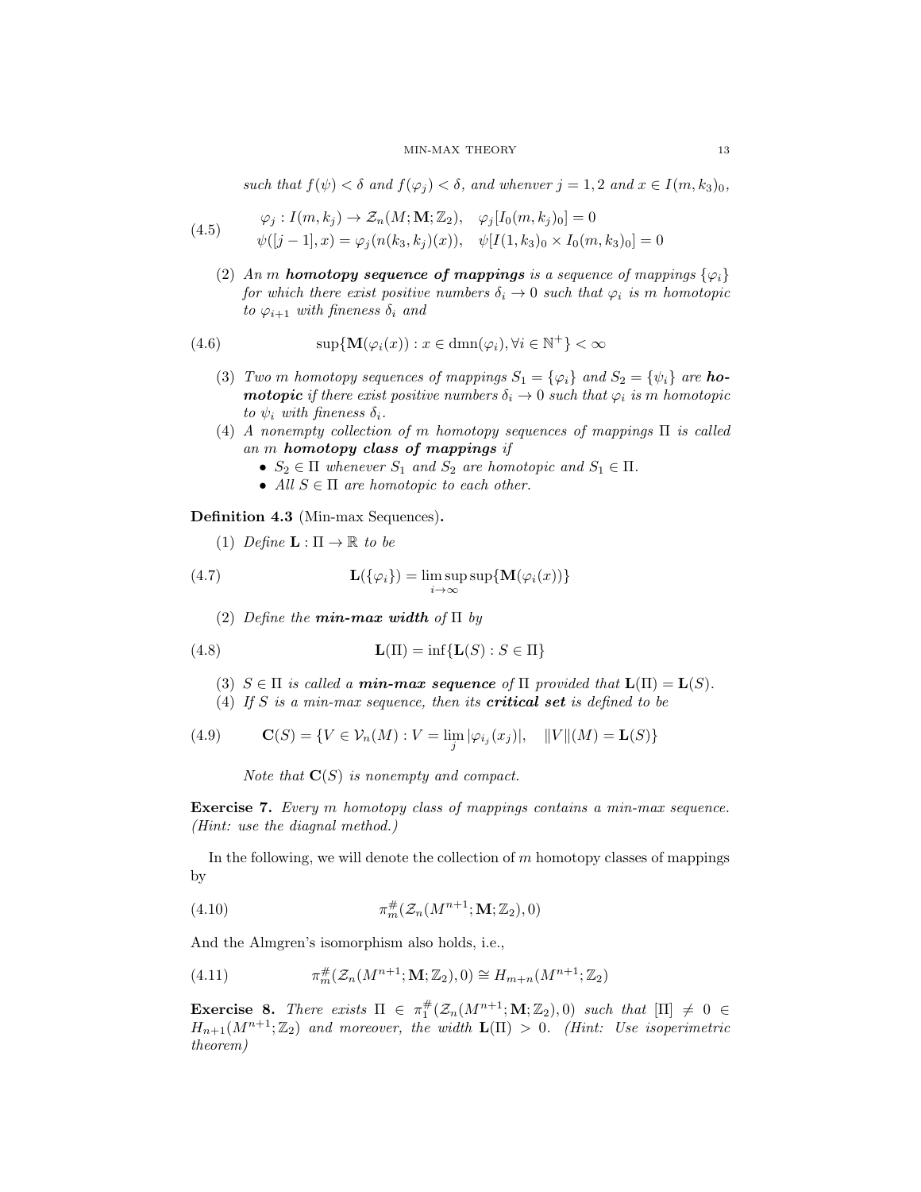*such that $f(\psi) < \delta$ and $f(\varphi_j) < \delta$, and whenver $j = 1, 2$ and $x \in I(m, k_3)_0$,*

$$
\begin{aligned}
&\varphi_j : I(m, k_j) \to \mathcal{Z}_n(M; \mathbf{M}; \mathbb{Z}_2), \quad \varphi_j[I_0(m, k_j)_0] = 0 \\
&\psi([j-1], x) = \varphi_j(n(k_3, k_j)(x)), \quad \psi[I(1, k_3)_0 \times I_0(m, k_3)_0] = 0
\end{aligned}
\tag{4.5}
$$

(2) *An $m$ **homotopy sequence of mappings** is a sequence of mappings $\{\varphi_i\}$ for which there exist positive numbers $\delta_i \to 0$ such that $\varphi_i$ is $m$ homotopic to $\varphi_{i+1}$ with fineness $\delta_i$ and*

$$
\sup\{\mathbf{M}(\varphi_i(x)) : x \in \mathrm{dmn}(\varphi_i), \forall i \in \mathbb{N}^+\} < \infty \tag{4.6}
$$

(3) *Two $m$ homotopy sequences of mappings $S_1 = \{\varphi_i\}$ and $S_2 = \{\psi_i\}$ are **homotopic** if there exist positive numbers $\delta_i \to 0$ such that $\varphi_i$ is $m$ homotopic to $\psi_i$ with fineness $\delta_i$.*

(4) *A nonempty collection of $m$ homotopy sequences of mappings $\Pi$ is called an $m$ **homotopy class of mappings** if*
- *$S_2 \in \Pi$ whenever $S_1$ and $S_2$ are homotopic and $S_1 \in \Pi$.*
- *All $S \in \Pi$ are homotopic to each other.*

**Definition 4.3** (Min-max Sequences)**.**

(1) *Define $\mathbf{L} : \Pi \to \mathbb{R}$ to be*

$$
\mathbf{L}(\{\varphi_i\}) = \limsup_{i\to\infty} \sup\{\mathbf{M}(\varphi_i(x))\} \tag{4.7}
$$

(2) *Define the **min-max width** of $\Pi$ by*

$$
\mathbf{L}(\Pi) = \inf\{\mathbf{L}(S) : S \in \Pi\} \tag{4.8}
$$

(3) *$S \in \Pi$ is called a **min-max sequence** of $\Pi$ provided that $\mathbf{L}(\Pi) = \mathbf{L}(S)$.*

(4) *If $S$ is a min-max sequence, then its **critical set** is defined to be*

$$
\mathbf{C}(S) = \{V \in \mathcal{V}_n(M) : V = \lim_j |\varphi_{i_j}(x_j)|, \quad \|V\|(M) = \mathbf{L}(S)\} \tag{4.9}
$$

*Note that $\mathbf{C}(S)$ is nonempty and compact.*

**Exercise 7.** *Every $m$ homotopy class of mappings contains a min-max sequence. (Hint: use the diagnal method.)*

In the following, we will denote the collection of $m$ homotopy classes of mappings by

$$
\pi_m^{\#}(\mathcal{Z}_n(M^{n+1}; \mathbf{M}; \mathbb{Z}_2), 0) \tag{4.10}
$$

And the Almgren's isomorphism also holds, i.e.,

$$
\pi_m^{\#}(\mathcal{Z}_n(M^{n+1}; \mathbf{M}; \mathbb{Z}_2), 0) \cong H_{m+n}(M^{n+1}; \mathbb{Z}_2) \tag{4.11}
$$

**Exercise 8.** *There exists $\Pi \in \pi_1^{\#}(\mathcal{Z}_n(M^{n+1}; \mathbf{M}; \mathbb{Z}_2), 0)$ such that $[\Pi] \neq 0 \in H_{n+1}(M^{n+1}; \mathbb{Z}_2)$ and moreover, the width $\mathbf{L}(\Pi) > 0$. (Hint: Use isoperimetric theorem)*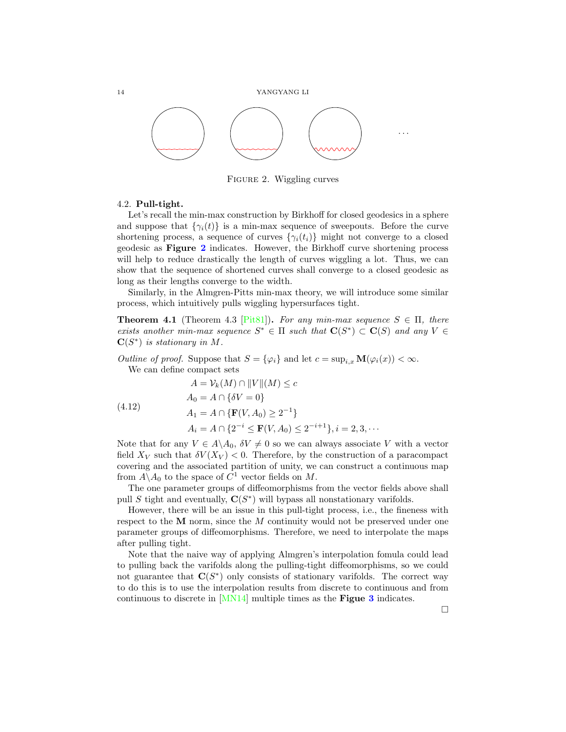FIGURE 2. Wiggling curves

### 4.2. Pull-tight.

Let's recall the min-max construction by Birkhoff for closed geodesics in a sphere and suppose that $\{\gamma_i(t)\}$ is a min-max sequence of sweepouts. Before the curve shortening process, a sequence of curves $\{\gamma_i(t_i)\}$ might not converge to a closed geodesic as **Figure 2** indicates. However, the Birkhoff curve shortening process will help to reduce drastically the length of curves wiggling a lot. Thus, we can show that the sequence of shortened curves shall converge to a closed geodesic as long as their lengths converge to the width.

Similarly, in the Almgren-Pitts min-max theory, we will introduce some similar process, which intuitively pulls wiggling hypersurfaces tight.

**Theorem 4.1** (Theorem 4.3 [Pit81])**.** *For any min-max sequence $S \in \Pi$, there exists another min-max sequence $S^* \in \Pi$ such that $\mathbf{C}(S^*) \subset \mathbf{C}(S)$ and any $V \in \mathbf{C}(S^*)$ is stationary in $M$.*

*Outline of proof.* Suppose that $S = \{\varphi_i\}$ and let $c = \sup_{i,x} \mathbf{M}(\varphi_i(x)) < \infty$.

We can define compact sets

$$
\begin{aligned}
A &= \mathcal{V}_k(M) \cap \|V\|(M) \leq c \\
A_0 &= A \cap \{\delta V = 0\} \\
A_1 &= A \cap \{\mathbf{F}(V, A_0) \geq 2^{-1}\} \\
A_i &= A \cap \{2^{-i} \leq \mathbf{F}(V, A_0) \leq 2^{-i+1}\}, i = 2, 3, \cdots
\end{aligned}
\tag{4.12}
$$

Note that for any $V \in A \backslash A_0$, $\delta V \neq 0$ so we can always associate $V$ with a vector field $X_V$ such that $\delta V(X_V) < 0$. Therefore, by the construction of a paracompact covering and the associated partition of unity, we can construct a continuous map from $A \backslash A_0$ to the space of $C^1$ vector fields on $M$.

The one parameter groups of diffeomorphisms from the vector fields above shall pull $S$ tight and eventually, $\mathbf{C}(S^*)$ will bypass all nonstationary varifolds.

However, there will be an issue in this pull-tight process, i.e., the fineness with respect to the $\mathbf{M}$ norm, since the $M$ continuity would not be preserved under one parameter groups of diffeomorphisms. Therefore, we need to interpolate the maps after pulling tight.

Note that the naive way of applying Almgren's interpolation fomula could lead to pulling back the varifolds along the pulling-tight diffeomorphisms, so we could not guarantee that $\mathbf{C}(S^*)$ only consists of stationary varifolds. The correct way to do this is to use the interpolation results from discrete to continuous and from continuous to discrete in [MN14] multiple times as the **Figue 3** indicates.

□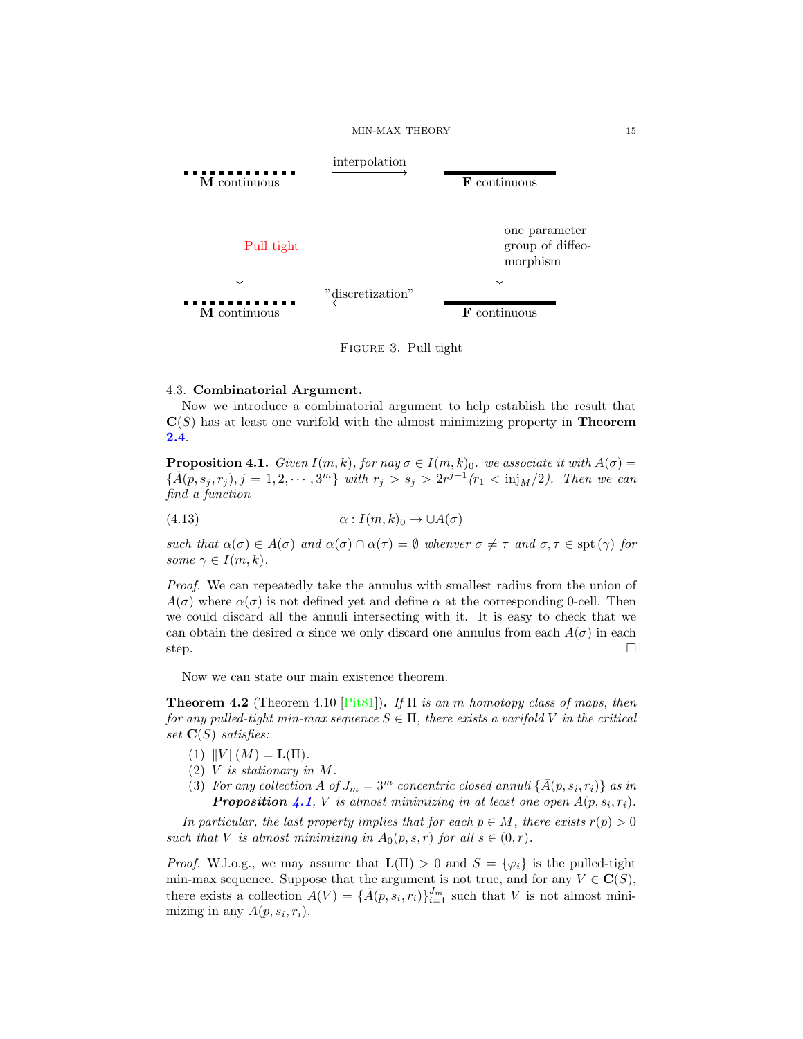interpolation

**M** continuous → **F** continuous

Pull tight

one parameter group of diffeomorphism

"discretization"

**M** continuous ← **F** continuous

FIGURE 3. Pull tight

### 4.3. **Combinatorial Argument.**

Now we introduce a combinatorial argument to help establish the result that $\mathbf{C}(S)$ has at least one varifold with the almost minimizing property in **Theorem 2.4**.

**Proposition 4.1.** *Given $I(m,k)$, for nay $\sigma \in I(m,k)_0$. we associate it with $A(\sigma) = \{\bar{A}(p, s_j, r_j), j = 1, 2, \cdots, 3^m\}$ with $r_j > s_j > 2r^{j+1} (r_1 < \mathrm{inj}_M/2)$. Then we can find a function*

$$\alpha : I(m,k)_0 \to \cup A(\sigma) \tag{4.13}$$

*such that $\alpha(\sigma) \in A(\sigma)$ and $\alpha(\sigma) \cap \alpha(\tau) = \emptyset$ whenever $\sigma \neq \tau$ and $\sigma, \tau \in \mathrm{spt}\,(\gamma)$ for some $\gamma \in I(m,k)$.*

*Proof.* We can repeatedly take the annulus with smallest radius from the union of $A(\sigma)$ where $\alpha(\sigma)$ is not defined yet and define $\alpha$ at the corresponding 0-cell. Then we could discard all the annuli intersecting with it. It is easy to check that we can obtain the desired $\alpha$ since we only discard one annulus from each $A(\sigma)$ in each step. □

Now we can state our main existence theorem.

**Theorem 4.2** (Theorem 4.10 [Pit81])**.** *If $\Pi$ is an $m$ homotopy class of maps, then for any pulled-tight min-max sequence $S \in \Pi$, there exists a varifold $V$ in the critical set $\mathbf{C}(S)$ satisfies:*

1. *$\|V\|(M) = \mathbf{L}(\Pi)$.*
2. *$V$ is stationary in $M$.*
3. *For any collection $A$ of $J_m = 3^m$ concentric closed annuli $\{\bar{A}(p, s_i, r_i)\}$ as in **Proposition 4.1**, $V$ is almost minimizing in at least one open $A(p, s_i, r_i)$.*

*In particular, the last property implies that for each $p \in M$, there exists $r(p) > 0$ such that $V$ is almost minimizing in $A_0(p, s, r)$ for all $s \in (0, r)$.*

*Proof.* W.l.o.g., we may assume that $\mathbf{L}(\Pi) > 0$ and $S = \{\varphi_i\}$ is the pulled-tight min-max sequence. Suppose that the argument is not true, and for any $V \in \mathbf{C}(S)$, there exists a collection $A(V) = \{\bar{A}(p, s_i, r_i)\}_{i=1}^{J_m}$ such that $V$ is not almost minimizing in any $A(p, s_i, r_i)$.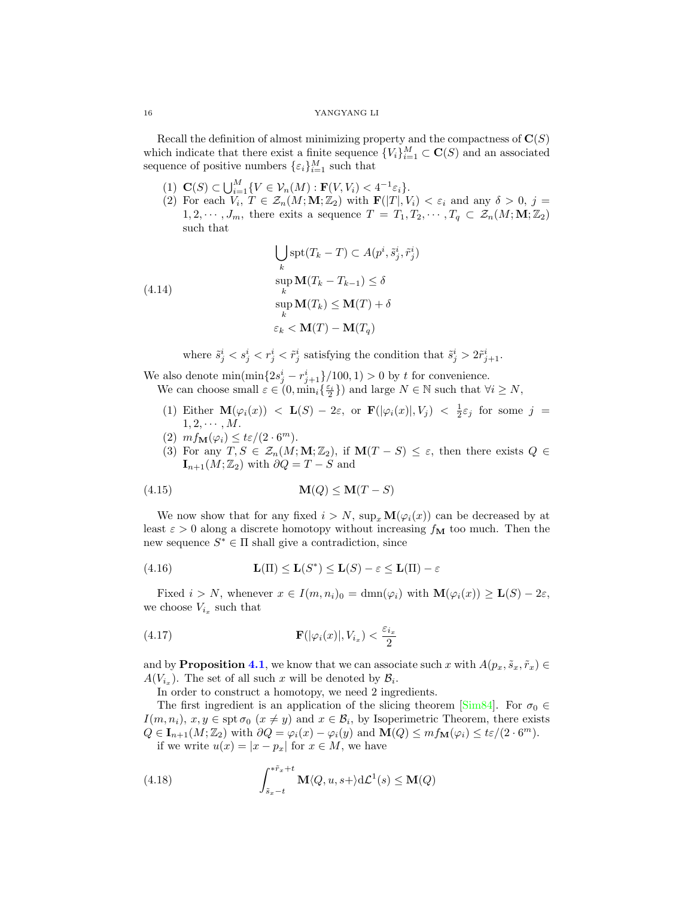Recall the definition of almost minimizing property and the compactness of $\mathbf{C}(S)$ which indicate that there exist a finite sequence $\{V_i\}_{i=1}^M \subset \mathbf{C}(S)$ and an associated sequence of positive numbers $\{\varepsilon_i\}_{i=1}^M$ such that

1. $\mathbf{C}(S) \subset \bigcup_{i=1}^M \{V \in \mathcal{V}_n(M) : \mathbf{F}(V, V_i) < 4^{-1}\varepsilon_i\}$.
2. For each $V_i$, $T \in \mathcal{Z}_n(M; \mathbf{M}; \mathbb{Z}_2)$ with $\mathbf{F}(|T|, V_i) < \varepsilon_i$ and any $\delta > 0$, $j = 1, 2, \cdots, J_m$, there exits a sequence $T = T_1, T_2, \cdots, T_q \subset \mathcal{Z}_n(M; \mathbf{M}; \mathbb{Z}_2)$ such that

$$
\begin{aligned}
&\bigcup_k \operatorname{spt}(T_k - T) \subset A(p^i, \tilde{s}^i_j, \tilde{r}^i_j) \\
&\sup_k \mathbf{M}(T_k - T_{k-1}) \leq \delta \\
&\sup_k \mathbf{M}(T_k) \leq \mathbf{M}(T) + \delta \\
&\varepsilon_k < \mathbf{M}(T) - \mathbf{M}(T_q)
\end{aligned}
\tag{4.14}
$$

where $\tilde{s}^i_j < s^i_j < r^i_j < \tilde{r}^i_j$ satisfying the condition that $\tilde{s}^i_j > 2\tilde{r}^i_{j+1}$.

We also denote $\min(\min\{2s^i_j - r^i_{j+1}\}/100, 1) > 0$ by $t$ for convenience.

We can choose small $\varepsilon \in (0, \min_i\{\frac{\varepsilon_i}{2}\})$ and large $N \in \mathbb{N}$ such that $\forall i \geq N$,

1. Either $\mathbf{M}(\varphi_i(x)) < \mathbf{L}(S) - 2\varepsilon$, or $\mathbf{F}(|\varphi_i(x)|, V_j) < \frac{1}{2}\varepsilon_j$ for some $j = 1, 2, \cdots, M$.
2. $mf_{\mathbf{M}}(\varphi_i) \leq t\varepsilon/(2 \cdot 6^m)$.
3. For any $T, S \in \mathcal{Z}_n(M; \mathbf{M}; \mathbb{Z}_2)$, if $\mathbf{M}(T - S) \leq \varepsilon$, then there exists $Q \in \mathbf{I}_{n+1}(M; \mathbb{Z}_2)$ with $\partial Q = T - S$ and

$$
\mathbf{M}(Q) \leq \mathbf{M}(T - S)
\tag{4.15}
$$

We now show that for any fixed $i > N$, $\sup_x \mathbf{M}(\varphi_i(x))$ can be decreased by at least $\varepsilon > 0$ along a discrete homotopy without increasing $f_{\mathbf{M}}$ too much. Then the new sequence $S^* \in \Pi$ shall give a contradiction, since

$$
\mathbf{L}(\Pi) \leq \mathbf{L}(S^*) \leq \mathbf{L}(S) - \varepsilon \leq \mathbf{L}(\Pi) - \varepsilon
\tag{4.16}
$$

Fixed $i > N$, whenever $x \in I(m, n_i)_0 = \operatorname{dmn}(\varphi_i)$ with $\mathbf{M}(\varphi_i(x)) \geq \mathbf{L}(S) - 2\varepsilon$, we choose $V_{i_x}$ such that

$$
\mathbf{F}(|\varphi_i(x)|, V_{i_x}) < \frac{\varepsilon_{i_x}}{2}
\tag{4.17}
$$

and by **Proposition 4.1**, we know that we can associate such $x$ with $A(p_x, \tilde{s}_x, \tilde{r}_x) \in A(V_{i_x})$. The set of all such $x$ will be denoted by $\mathcal{B}_i$.

In order to construct a homotopy, we need 2 ingredients.

The first ingredient is an application of the slicing theorem [Sim84]. For $\sigma_0 \in I(m, n_i)$, $x, y \in \operatorname{spt} \sigma_0$ $(x \neq y)$ and $x \in \mathcal{B}_i$, by Isoperimetric Theorem, there exists $Q \in \mathbf{I}_{n+1}(M; \mathbb{Z}_2)$ with $\partial Q = \varphi_i(x) - \varphi_i(y)$ and $\mathbf{M}(Q) \leq mf_{\mathbf{M}}(\varphi_i) \leq t\varepsilon/(2 \cdot 6^m)$.

if we write $u(x) = |x - p_x|$ for $x \in M$, we have

$$
\int^{*\tilde{r}_x + t}_{\tilde{s}_x - t} \mathbf{M}\langle Q, u, s+\rangle \mathrm{d}\mathcal{L}^1(s) \leq \mathbf{M}(Q)
\tag{4.18}
$$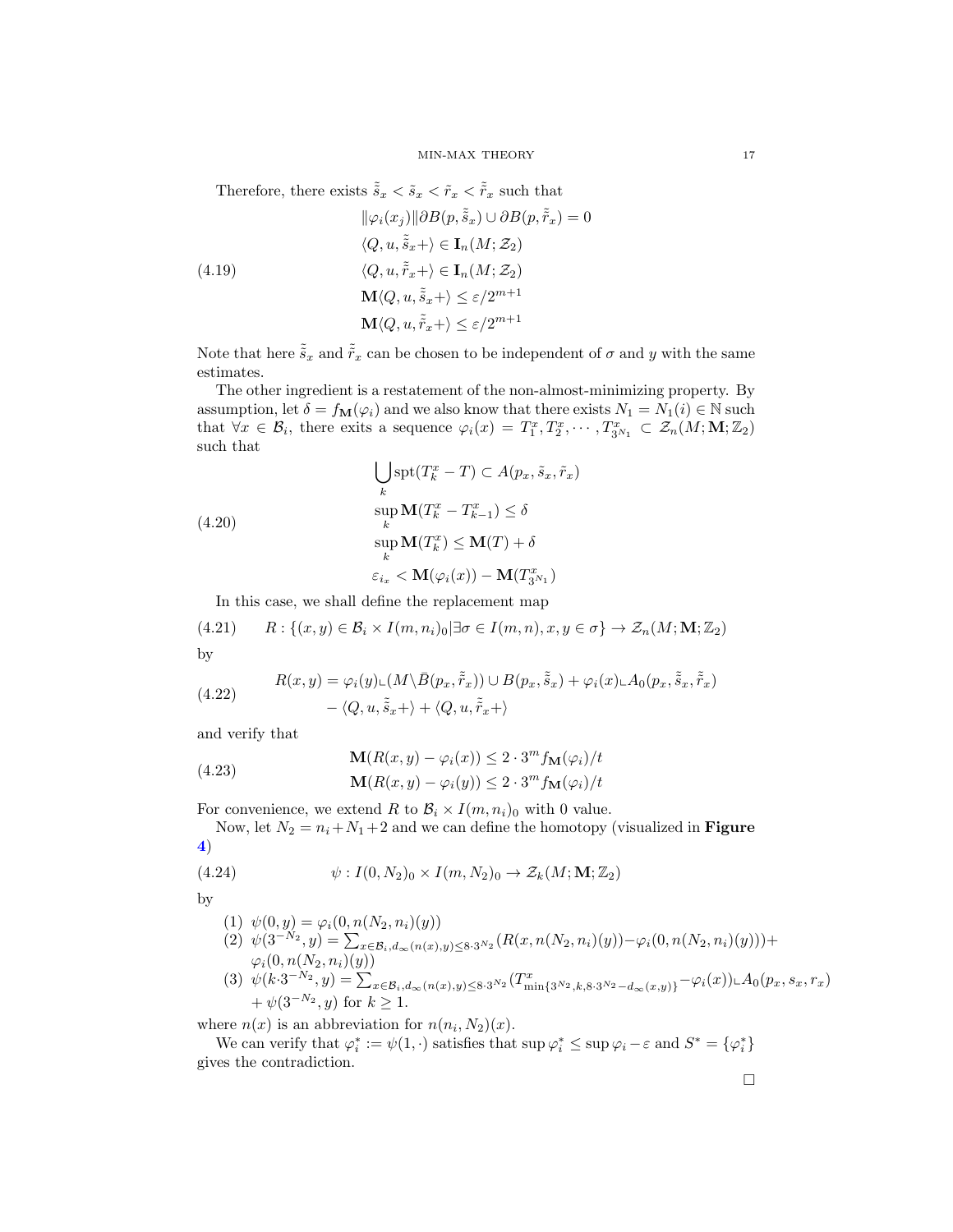Therefore, there exists $\tilde{\tilde{s}}_x < \tilde{s}_x < \tilde{r}_x < \tilde{\tilde{r}}_x$ such that

$$
\begin{aligned}
&\|\varphi_i(x_j)\|\partial B(p, \tilde{\tilde{s}}_x) \cup \partial B(p, \tilde{\tilde{r}}_x) = 0 \\
&\langle Q, u, \tilde{\tilde{s}}_x + \rangle \in \mathbf{I}_n(M; \mathcal{Z}_2) \\
&\langle Q, u, \tilde{\tilde{r}}_x + \rangle \in \mathbf{I}_n(M; \mathcal{Z}_2) \\
&\mathbf{M}\langle Q, u, \tilde{\tilde{s}}_x + \rangle \leq \varepsilon / 2^{m+1} \\
&\mathbf{M}\langle Q, u, \tilde{\tilde{r}}_x + \rangle \leq \varepsilon / 2^{m+1}
\end{aligned} \tag{4.19}
$$

Note that here $\tilde{\tilde{s}}_x$ and $\tilde{\tilde{r}}_x$ can be chosen to be independent of $\sigma$ and $y$ with the same estimates.

The other ingredient is a restatement of the non-almost-minimizing property. By assumption, let $\delta = f_{\mathbf{M}}(\varphi_i)$ and we also know that there exists $N_1 = N_1(i) \in \mathbb{N}$ such that $\forall x \in \mathcal{B}_i$, there exits a sequence $\varphi_i(x) = T_1^x, T_2^x, \cdots, T_{3^{N_1}}^x \subset \mathcal{Z}_n(M; \mathbf{M}; \mathbb{Z}_2)$ such that

$$
\begin{aligned}
&\bigcup_k \operatorname{spt}(T_k^x - T) \subset A(p_x, \tilde{s}_x, \tilde{r}_x) \\
&\sup_k \mathbf{M}(T_k^x - T_{k-1}^x) \leq \delta \\
&\sup_k \mathbf{M}(T_k^x) \leq \mathbf{M}(T) + \delta \\
&\varepsilon_{i_x} < \mathbf{M}(\varphi_i(x)) - \mathbf{M}(T_{3^{N_1}}^x)
\end{aligned} \tag{4.20}
$$

In this case, we shall define the replacement map

$$
R : \{(x, y) \in \mathcal{B}_i \times I(m, n_i)_0 | \exists \sigma \in I(m, n), x, y \in \sigma\} \to \mathcal{Z}_n(M; \mathbf{M}; \mathbb{Z}_2) \tag{4.21}
$$

by

$$
\begin{aligned}
R(x, y) = \ &\varphi_i(y) \llcorner (M \backslash \bar{B}(p_x, \tilde{\tilde{r}}_x)) \cup B(p_x, \tilde{\tilde{s}}_x) + \varphi_i(x) \llcorner A_0(p_x, \tilde{\tilde{s}}_x, \tilde{\tilde{r}}_x) \\
&- \langle Q, u, \tilde{\tilde{s}}_x + \rangle + \langle Q, u, \tilde{\tilde{r}}_x + \rangle
\end{aligned} \tag{4.22}
$$

and verify that

$$
\begin{aligned}
&\mathbf{M}(R(x, y) - \varphi_i(x)) \leq 2 \cdot 3^m f_{\mathbf{M}}(\varphi_i)/t \\
&\mathbf{M}(R(x, y) - \varphi_i(y)) \leq 2 \cdot 3^m f_{\mathbf{M}}(\varphi_i)/t
\end{aligned} \tag{4.23}
$$

For convenience, we extend $R$ to $\mathcal{B}_i \times I(m, n_i)_0$ with 0 value.

Now, let $N_2 = n_i + N_1 + 2$ and we can define the homotopy (visualized in **Figure 4**)

$$
\psi : I(0, N_2)_0 \times I(m, N_2)_0 \to \mathcal{Z}_k(M; \mathbf{M}; \mathbb{Z}_2) \tag{4.24}
$$

by

1. $\psi(0, y) = \varphi_i(0, n(N_2, n_i)(y))$
2. $\psi(3^{-N_2}, y) = \sum_{x \in \mathcal{B}_i, d_\infty(n(x), y) \leq 8 \cdot 3^{N_2}} (R(x, n(N_2, n_i)(y)) - \varphi_i(0, n(N_2, n_i)(y))) + \varphi_i(0, n(N_2, n_i)(y))$
3. $\psi(k \cdot 3^{-N_2}, y) = \sum_{x \in \mathcal{B}_i, d_\infty(n(x), y) \leq 8 \cdot 3^{N_2}} (T^x_{\min\{3^{N_2}, k, 8 \cdot 3^{N_2} - d_\infty(x, y)\}} - \varphi_i(x)) \llcorner A_0(p_x, s_x, r_x) + \psi(3^{-N_2}, y)$ for $k \geq 1$.

where $n(x)$ is an abbreviation for $n(n_i, N_2)(x)$.

We can verify that $\varphi_i^* := \psi(1, \cdot)$ satisfies that $\sup \varphi_i^* \leq \sup \varphi_i - \varepsilon$ and $S^* = \{\varphi_i^*\}$ gives the contradiction.

□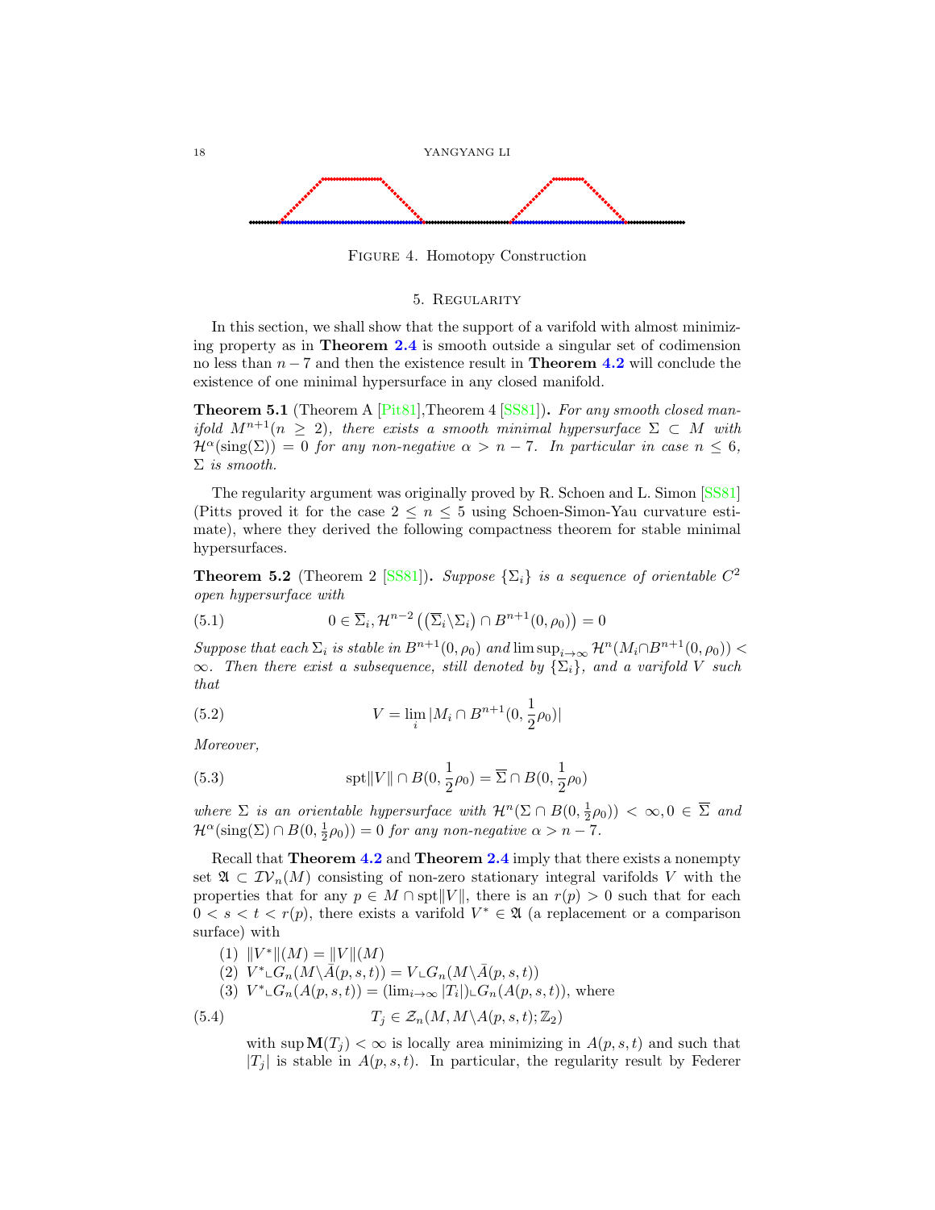Figure 4. Homotopy Construction

## 5. Regularity

In this section, we shall show that the support of a varifold with almost minimizing property as in **Theorem 2.4** is smooth outside a singular set of codimension no less than $n-7$ and then the existence result in **Theorem 4.2** will conclude the existence of one minimal hypersurface in any closed manifold.

**Theorem 5.1** (Theorem A [Pit81],Theorem 4 [SS81])**.** *For any smooth closed manifold $M^{n+1}(n \geq 2)$, there exists a smooth minimal hypersurface $\Sigma \subset M$ with $\mathcal{H}^{\alpha}(\text{sing}(\Sigma)) = 0$ for any non-negative $\alpha > n-7$. In particular in case $n \leq 6$, $\Sigma$ is smooth.*

The regularity argument was originally proved by R. Schoen and L. Simon [SS81] (Pitts proved it for the case $2 \leq n \leq 5$ using Schoen-Simon-Yau curvature estimate), where they derived the following compactness theorem for stable minimal hypersurfaces.

**Theorem 5.2** (Theorem 2 [SS81])**.** *Suppose $\{\Sigma_i\}$ is a sequence of orientable $C^2$ open hypersurface with*

$$0 \in \overline{\Sigma}_i, \mathcal{H}^{n-2}\left(\left(\overline{\Sigma}_i \backslash \Sigma_i\right) \cap B^{n+1}(0,\rho_0)\right) = 0 \tag{5.1}$$

*Suppose that each $\Sigma_i$ is stable in $B^{n+1}(0,\rho_0)$ and $\limsup_{i\to\infty} \mathcal{H}^n(M_i \cap B^{n+1}(0,\rho_0)) < \infty$. Then there exist a subsequence, still denoted by $\{\Sigma_i\}$, and a varifold $V$ such that*

$$V = \lim_i |M_i \cap B^{n+1}(0, \frac{1}{2}\rho_0)| \tag{5.2}$$

*Moreover,*

$$\text{spt}\|V\| \cap B(0,\frac{1}{2}\rho_0) = \overline{\Sigma} \cap B(0,\frac{1}{2}\rho_0) \tag{5.3}$$

*where $\Sigma$ is an orientable hypersurface with $\mathcal{H}^n(\Sigma \cap B(0,\frac{1}{2}\rho_0)) < \infty, 0 \in \overline{\Sigma}$ and $\mathcal{H}^{\alpha}(\text{sing}(\Sigma) \cap B(0,\frac{1}{2}\rho_0)) = 0$ for any non-negative $\alpha > n-7$.*

Recall that **Theorem 4.2** and **Theorem 2.4** imply that there exists a nonempty set $\mathfrak{A} \subset \mathcal{IV}_n(M)$ consisting of non-zero stationary integral varifolds $V$ with the properties that for any $p \in M \cap \text{spt}\|V\|$, there is an $r(p) > 0$ such that for each $0 < s < t < r(p)$, there exists a varifold $V^* \in \mathfrak{A}$ (a replacement or a comparison surface) with

(1) $\|V^*\|(M) = \|V\|(M)$
(2) $V^* \llcorner G_n(M \backslash \bar{A}(p,s,t)) = V \llcorner G_n(M \backslash \bar{A}(p,s,t))$
(3) $V^* \llcorner G_n(A(p,s,t)) = (\lim_{i\to\infty} |T_i|) \llcorner G_n(A(p,s,t))$, where

$$T_j \in \mathcal{Z}_n(M, M \backslash A(p,s,t); \mathbb{Z}_2) \tag{5.4}$$

with $\sup \mathbf{M}(T_j) < \infty$ is locally area minimizing in $A(p,s,t)$ and such that $|T_j|$ is stable in $A(p,s,t)$. In particular, the regularity result by Federer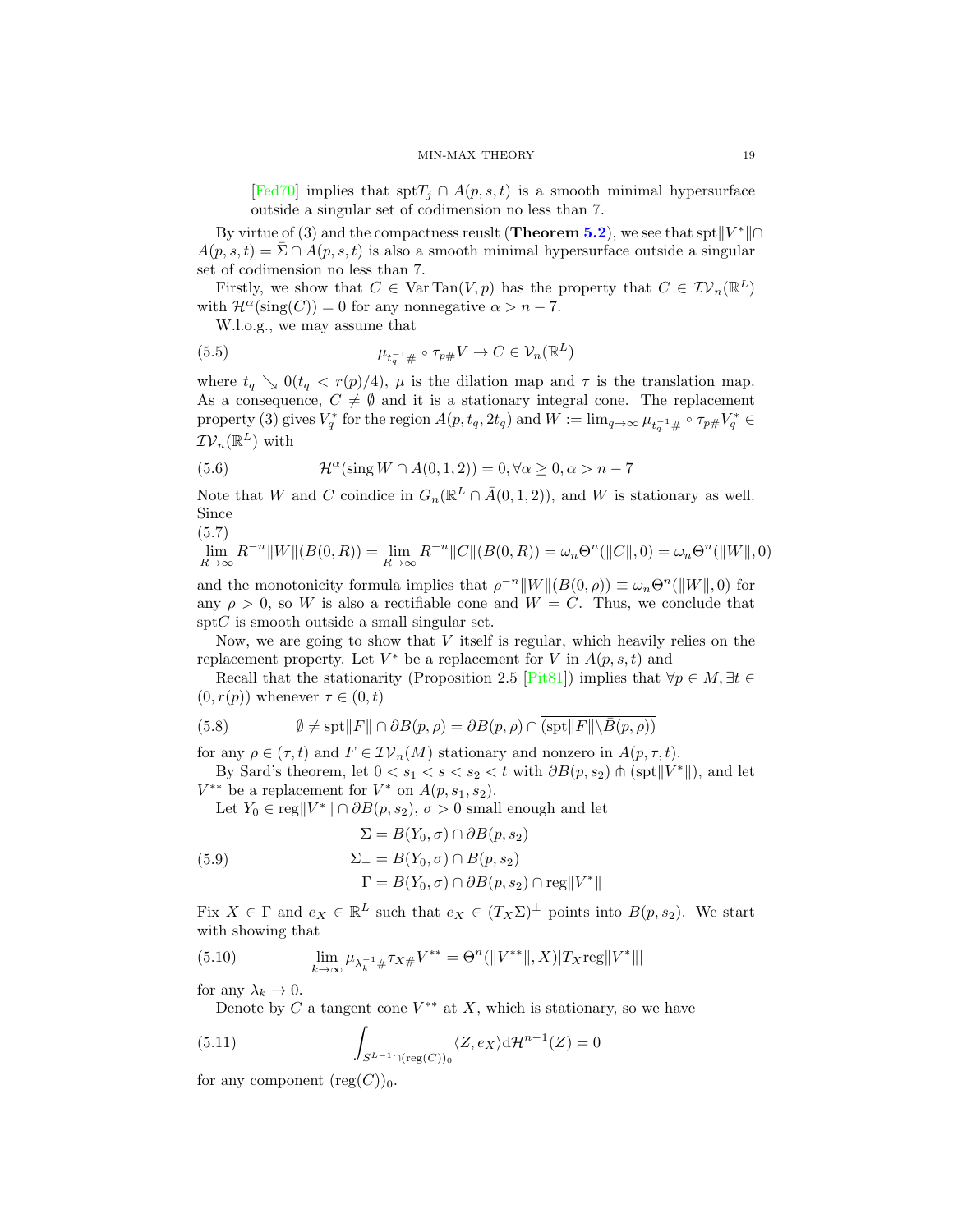[Fed70] implies that $\text{spt}T_j \cap A(p,s,t)$ is a smooth minimal hypersurface outside a singular set of codimension no less than 7.

By virtue of (3) and the compactness reuslt (**Theorem 5.2**), we see that $\text{spt}\|V^*\| \cap A(p,s,t) = \bar{\Sigma} \cap A(p,s,t)$ is also a smooth minimal hypersurface outside a singular set of codimension no less than 7.

Firstly, we show that $C \in \text{Var}\,\text{Tan}(V,p)$ has the property that $C \in \mathcal{IV}_n(\mathbb{R}^L)$ with $\mathcal{H}^\alpha(\text{sing}(C)) = 0$ for any nonnegative $\alpha > n-7$.

W.l.o.g., we may assume that

$$\mu_{t_q^{-1}\#} \circ \tau_{p\#} V \to C \in \mathcal{V}_n(\mathbb{R}^L) \tag{5.5}$$

where $t_q \searrow 0 (t_q < r(p)/4)$, $\mu$ is the dilation map and $\tau$ is the translation map. As a consequence, $C \neq \emptyset$ and it is a stationary integral cone. The replacement property (3) gives $V_q^*$ for the region $A(p, t_q, 2t_q)$ and $W := \lim_{q\to\infty} \mu_{t_q^{-1}\#} \circ \tau_{p\#} V_q^* \in \mathcal{IV}_n(\mathbb{R}^L)$ with

$$\mathcal{H}^\alpha(\text{sing}\, W \cap A(0,1,2)) = 0, \forall \alpha \geq 0, \alpha > n-7 \tag{5.6}$$

Note that $W$ and $C$ coindice in $G_n(\mathbb{R}^L \cap \bar{A}(0,1,2))$, and $W$ is stationary as well. Since

$$\lim_{R\to\infty} R^{-n}\|W\|(B(0,R)) = \lim_{R\to\infty} R^{-n}\|C\|(B(0,R)) = \omega_n \Theta^n(\|C\|,0) = \omega_n \Theta^n(\|W\|,0) \tag{5.7}$$

and the monotonicity formula implies that $\rho^{-n}\|W\|(B(0,\rho)) \equiv \omega_n \Theta^n(\|W\|,0)$ for any $\rho > 0$, so $W$ is also a rectifiable cone and $W = C$. Thus, we conclude that $\text{spt}C$ is smooth outside a small singular set.

Now, we are going to show that $V$ itself is regular, which heavily relies on the replacement property. Let $V^*$ be a replacement for $V$ in $A(p,s,t)$ and

Recall that the stationarity (Proposition 2.5 [Pit81]) implies that $\forall p \in M, \exists t \in (0, r(p))$ whenever $\tau \in (0,t)$

$$\emptyset \neq \text{spt}\|F\| \cap \partial B(p,\rho) = \partial B(p,\rho) \cap \overline{(\text{spt}\|F\| \backslash \bar{B}(p,\rho))} \tag{5.8}$$

for any $\rho \in (\tau, t)$ and $F \in \mathcal{IV}_n(M)$ stationary and nonzero in $A(p,\tau,t)$.

By Sard's theorem, let $0 < s_1 < s < s_2 < t$ with $\partial B(p,s_2) \pitchfork (\text{spt}\|V^*\|)$, and let $V^{**}$ be a replacement for $V^*$ on $A(p,s_1,s_2)$.

Let $Y_0 \in \text{reg}\|V^*\| \cap \partial B(p,s_2)$, $\sigma > 0$ small enough and let

$$\begin{aligned} \Sigma &= B(Y_0,\sigma) \cap \partial B(p,s_2) \\ \Sigma_+ &= B(Y_0,\sigma) \cap B(p,s_2) \\ \Gamma &= B(Y_0,\sigma) \cap \partial B(p,s_2) \cap \text{reg}\|V^*\| \end{aligned} \tag{5.9}$$

Fix $X \in \Gamma$ and $e_X \in \mathbb{R}^L$ such that $e_X \in (T_X\Sigma)^\perp$ points into $B(p,s_2)$. We start with showing that

$$\lim_{k\to\infty} \mu_{\lambda_k^{-1}\#} \tau_{X\#} V^{**} = \Theta^n(\|V^{**}\|, X)|T_X \text{reg}\|V^*\|| \tag{5.10}$$

for any $\lambda_k \to 0$.

Denote by $C$ a tangent cone $V^{**}$ at $X$, which is stationary, so we have

$$\int_{S^{L-1}\cap(\text{reg}(C))_0} \langle Z, e_X\rangle \text{d}\mathcal{H}^{n-1}(Z) = 0 \tag{5.11}$$

for any component $(\text{reg}(C))_0$.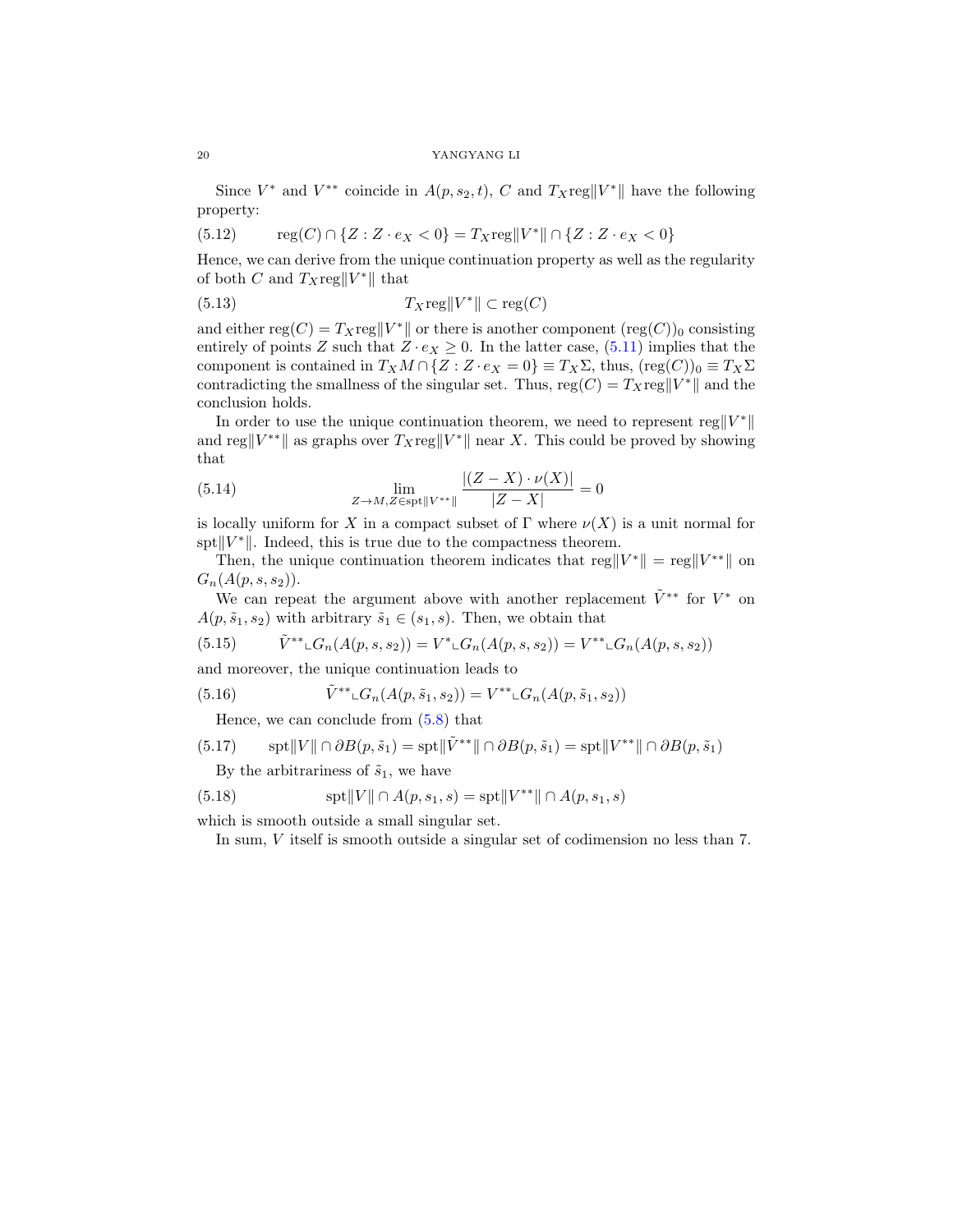Since $V^*$ and $V^{**}$ coincide in $A(p, s_2, t)$, $C$ and $T_X\text{reg}\|V^*\|$ have the following property:

$$\text{reg}(C) \cap \{Z : Z \cdot e_X < 0\} = T_X\text{reg}\|V^*\| \cap \{Z : Z \cdot e_X < 0\} \tag{5.12}$$

Hence, we can derive from the unique continuation property as well as the regularity of both $C$ and $T_X\text{reg}\|V^*\|$ that

$$T_X\text{reg}\|V^*\| \subset \text{reg}(C) \tag{5.13}$$

and either $\text{reg}(C) = T_X\text{reg}\|V^*\|$ or there is another component $(\text{reg}(C))_0$ consisting entirely of points $Z$ such that $Z \cdot e_X \geq 0$. In the latter case, (5.11) implies that the component is contained in $T_X M \cap \{Z : Z \cdot e_X = 0\} \equiv T_X\Sigma$, thus, $(\text{reg}(C))_0 \equiv T_X\Sigma$ contradicting the smallness of the singular set. Thus, $\text{reg}(C) = T_X\text{reg}\|V^*\|$ and the conclusion holds.

In order to use the unique continuation theorem, we need to represent $\text{reg}\|V^*\|$ and $\text{reg}\|V^{**}\|$ as graphs over $T_X\text{reg}\|V^*\|$ near $X$. This could be proved by showing that

$$\lim_{Z \to M, Z \in \text{spt}\|V^{**}\|} \frac{|(Z - X) \cdot \nu(X)|}{|Z - X|} = 0 \tag{5.14}$$

is locally uniform for $X$ in a compact subset of $\Gamma$ where $\nu(X)$ is a unit normal for $\text{spt}\|V^*\|$. Indeed, this is true due to the compactness theorem.

Then, the unique continuation theorem indicates that $\text{reg}\|V^*\| = \text{reg}\|V^{**}\|$ on $G_n(A(p, s, s_2))$.

We can repeat the argument above with another replacement $\tilde{V}^{**}$ for $V^*$ on $A(p, \tilde{s}_1, s_2)$ with arbitrary $\tilde{s}_1 \in (s_1, s)$. Then, we obtain that

$$\tilde{V}^{**} \llcorner G_n(A(p, s, s_2)) = V^* \llcorner G_n(A(p, s, s_2)) = V^{**} \llcorner G_n(A(p, s, s_2)) \tag{5.15}$$

and moreover, the unique continuation leads to

$$\tilde{V}^{**} \llcorner G_n(A(p, \tilde{s}_1, s_2)) = V^{**} \llcorner G_n(A(p, \tilde{s}_1, s_2)) \tag{5.16}$$

Hence, we can conclude from (5.8) that

$$\text{spt}\|V\| \cap \partial B(p, \tilde{s}_1) = \text{spt}\|\tilde{V}^{**}\| \cap \partial B(p, \tilde{s}_1) = \text{spt}\|V^{**}\| \cap \partial B(p, \tilde{s}_1) \tag{5.17}$$

By the arbitrariness of $\tilde{s}_1$, we have

$$\text{spt}\|V\| \cap A(p, s_1, s) = \text{spt}\|V^{**}\| \cap A(p, s_1, s) \tag{5.18}$$

which is smooth outside a small singular set.

In sum, $V$ itself is smooth outside a singular set of codimension no less than 7.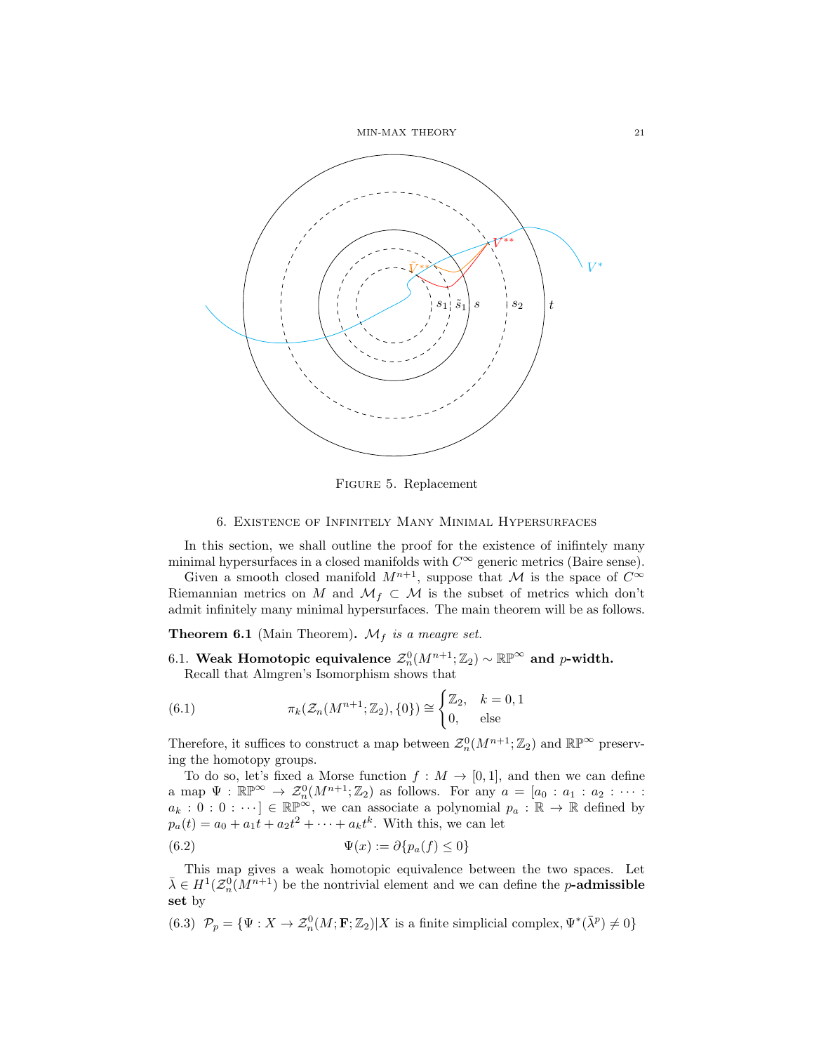Figure 5. Replacement

## 6. Existence of Infinitely Many Minimal Hypersurfaces

In this section, we shall outline the proof for the existence of inifintely many minimal hypersurfaces in a closed manifolds with $C^\infty$ generic metrics (Baire sense).

Given a smooth closed manifold $M^{n+1}$, suppose that $\mathcal{M}$ is the space of $C^\infty$ Riemannian metrics on $M$ and $\mathcal{M}_f \subset \mathcal{M}$ is the subset of metrics which don't admit infinitely many minimal hypersurfaces. The main theorem will be as follows.

**Theorem 6.1** (Main Theorem)**.** *$\mathcal{M}_f$ is a meagre set.*

### 6.1. Weak Homotopic equivalence $\mathcal{Z}_n^0(M^{n+1}; \mathbb{Z}_2) \sim \mathbb{RP}^\infty$ and $p$-width.

Recall that Almgren's Isomorphism shows that

$$\pi_k(\mathcal{Z}_n(M^{n+1}; \mathbb{Z}_2), \{0\}) \cong \begin{cases} \mathbb{Z}_2, & k = 0, 1 \\ 0, & \text{else} \end{cases} \tag{6.1}$$

Therefore, it suffices to construct a map between $\mathcal{Z}_n^0(M^{n+1}; \mathbb{Z}_2)$ and $\mathbb{RP}^\infty$ preserving the homotopy groups.

To do so, let's fixed a Morse function $f : M \to [0, 1]$, and then we can define a map $\Psi : \mathbb{RP}^\infty \to \mathcal{Z}_n^0(M^{n+1}; \mathbb{Z}_2)$ as follows. For any $a = [a_0 : a_1 : a_2 : \cdots : a_k : 0 : 0 : \cdots] \in \mathbb{RP}^\infty$, we can associate a polynomial $p_a : \mathbb{R} \to \mathbb{R}$ defined by $p_a(t) = a_0 + a_1 t + a_2 t^2 + \cdots + a_k t^k$. With this, we can let

$$\Psi(x) := \partial\{p_a(f) \leq 0\} \tag{6.2}$$

This map gives a weak homotopic equivalence between the two spaces. Let $\bar{\lambda} \in H^1(\mathcal{Z}_n^0(M^{n+1})$ be the nontrivial element and we can define the ***p*-admissible set** by

$$\mathcal{P}_p = \{\Psi : X \to \mathcal{Z}_n^0(M; \mathbf{F}; \mathbb{Z}_2) | X \text{ is a finite simplicial complex}, \Psi^*(\bar{\lambda}^p) \neq 0\} \tag{6.3}$$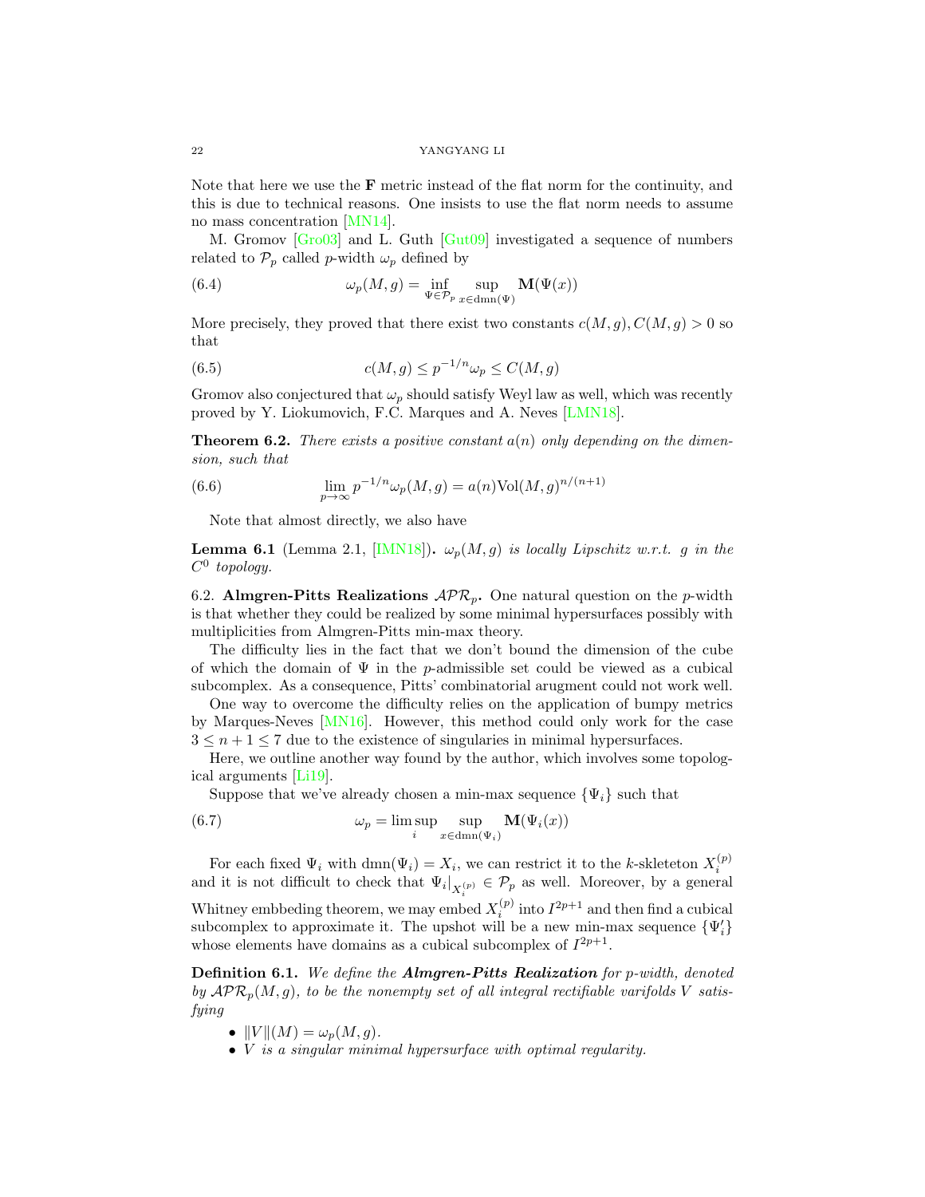Note that here we use the $\mathbf{F}$ metric instead of the flat norm for the continuity, and this is due to technical reasons. One insists to use the flat norm needs to assume no mass concentration [MN14].

M. Gromov [Gro03] and L. Guth [Gut09] investigated a sequence of numbers related to $\mathcal{P}_p$ called $p$-width $\omega_p$ defined by

$$\omega_p(M,g) = \inf_{\Psi \in \mathcal{P}_p} \sup_{x \in \mathrm{dmn}(\Psi)} \mathbf{M}(\Psi(x)) \tag{6.4}$$

More precisely, they proved that there exist two constants $c(M,g), C(M,g) > 0$ so that

$$c(M,g) \le p^{-1/n} \omega_p \le C(M,g) \tag{6.5}$$

Gromov also conjectured that $\omega_p$ should satisfy Weyl law as well, which was recently proved by Y. Liokumovich, F.C. Marques and A. Neves [LMN18].

**Theorem 6.2.** *There exists a positive constant $a(n)$ only depending on the dimension, such that*

$$\lim_{p \to \infty} p^{-1/n} \omega_p(M,g) = a(n) \mathrm{Vol}(M,g)^{n/(n+1)} \tag{6.6}$$

Note that almost directly, we also have

**Lemma 6.1** (Lemma 2.1, [IMN18])**.** *$\omega_p(M,g)$ is locally Lipschitz w.r.t. $g$ in the $C^0$ topology.*

## 6.2. Almgren-Pitts Realizations $\mathcal{APR}_p$.

One natural question on the $p$-width is that whether they could be realized by some minimal hypersurfaces possibly with multiplicities from Almgren-Pitts min-max theory.

The difficulty lies in the fact that we don't bound the dimension of the cube of which the domain of $\Psi$ in the $p$-admissible set could be viewed as a cubical subcomplex. As a consequence, Pitts' combinatorial arugment could not work well.

One way to overcome the difficulty relies on the application of bumpy metrics by Marques-Neves [MN16]. However, this method could only work for the case $3 \le n+1 \le 7$ due to the existence of singularies in minimal hypersurfaces.

Here, we outline another way found by the author, which involves some topological arguments [Li19].

Suppose that we've already chosen a min-max sequence $\{\Psi_i\}$ such that

$$\omega_p = \limsup_i \sup_{x \in \mathrm{dmn}(\Psi_i)} \mathbf{M}(\Psi_i(x)) \tag{6.7}$$

For each fixed $\Psi_i$ with $\mathrm{dmn}(\Psi_i) = X_i$, we can restrict it to the $k$-skleteton $X_i^{(p)}$ and it is not difficult to check that $\Psi_i|_{X_i^{(p)}} \in \mathcal{P}_p$ as well. Moreover, by a general Whitney embbeding theorem, we may embed $X_i^{(p)}$ into $I^{2p+1}$ and then find a cubical subcomplex to approximate it. The upshot will be a new min-max sequence $\{\Psi_i'\}$ whose elements have domains as a cubical subcomplex of $I^{2p+1}$.

**Definition 6.1.** *We define the **Almgren-Pitts Realization** for $p$-width, denoted by $\mathcal{APR}_p(M,g)$, to be the nonempty set of all integral rectifiable varifolds $V$ satisfying*

- *$\|V\|(M) = \omega_p(M,g)$.*
- *$V$ is a singular minimal hypersurface with optimal regularity.*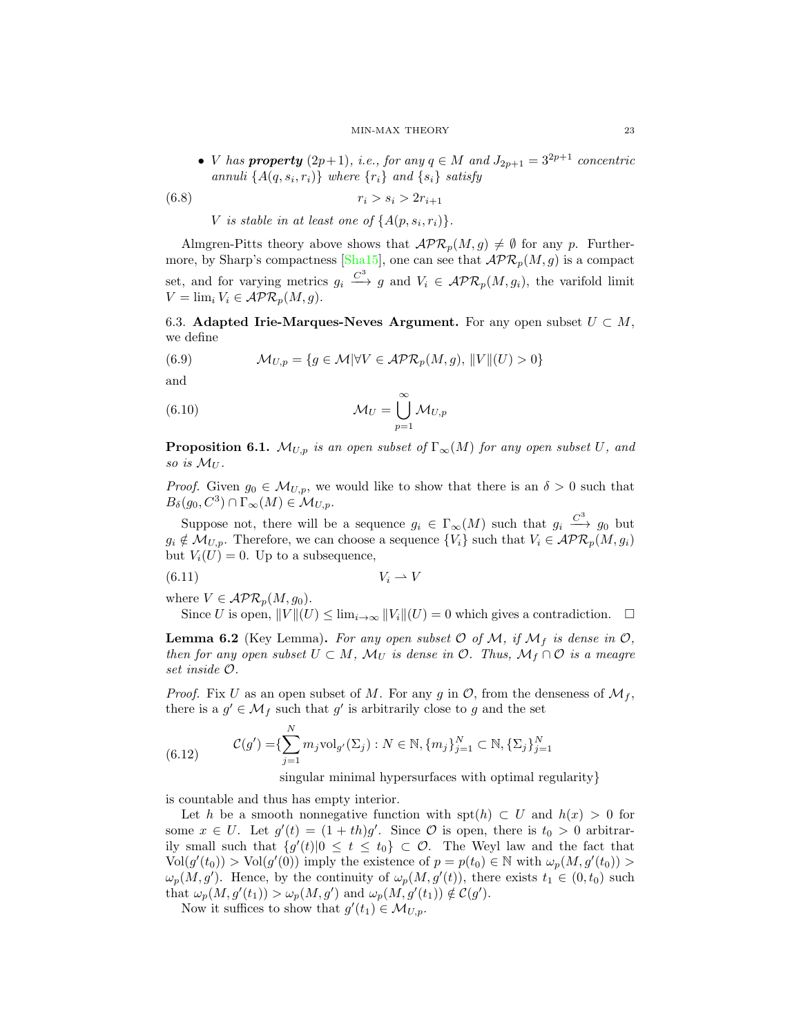- $V$ has **property** $(2p+1)$, *i.e., for any $q \in M$ and $J_{2p+1} = 3^{2p+1}$ concentric annuli $\{A(q, s_i, r_i)\}$ where $\{r_i\}$ and $\{s_i\}$ satisfy*

$$r_i > s_i > 2r_{i+1} \tag{6.8}$$

*$V$ is stable in at least one of $\{A(p, s_i, r_i)\}$.*

Almgren-Pitts theory above shows that $\mathcal{APR}_p(M, g) \neq \emptyset$ for any $p$. Furthermore, by Sharp's compactness [Sha15], one can see that $\mathcal{APR}_p(M, g)$ is a compact set, and for varying metrics $g_i \xrightarrow{C^3} g$ and $V_i \in \mathcal{APR}_p(M, g_i)$, the varifold limit $V = \lim_i V_i \in \mathcal{APR}_p(M, g)$.

### 6.3. Adapted Irie-Marques-Neves Argument.

For any open subset $U \subset M$, we define

$$\mathcal{M}_{U,p} = \{g \in \mathcal{M} | \forall V \in \mathcal{APR}_p(M, g),\ \|V\|(U) > 0\} \tag{6.9}$$

and

$$\mathcal{M}_U = \bigcup_{p=1}^{\infty} \mathcal{M}_{U,p} \tag{6.10}$$

**Proposition 6.1.** *$\mathcal{M}_{U,p}$ is an open subset of $\Gamma_\infty(M)$ for any open subset $U$, and so is $\mathcal{M}_U$.*

*Proof.* Given $g_0 \in \mathcal{M}_{U,p}$, we would like to show that there is an $\delta > 0$ such that $B_\delta(g_0, C^3) \cap \Gamma_\infty(M) \in \mathcal{M}_{U,p}$.

Suppose not, there will be a sequence $g_i \in \Gamma_\infty(M)$ such that $g_i \xrightarrow{C^3} g_0$ but $g_i \notin \mathcal{M}_{U,p}$. Therefore, we can choose a sequence $\{V_i\}$ such that $V_i \in \mathcal{APR}_p(M, g_i)$ but $V_i(U) = 0$. Up to a subsequence,

$$V_i \rightharpoonup V \tag{6.11}$$

where $V \in \mathcal{APR}_p(M, g_0)$.

Since $U$ is open, $\|V\|(U) \leq \lim_{i\to\infty} \|V_i\|(U) = 0$ which gives a contradiction. $\square$

**Lemma 6.2** (Key Lemma)**.** *For any open subset $\mathcal{O}$ of $\mathcal{M}$, if $\mathcal{M}_f$ is dense in $\mathcal{O}$, then for any open subset $U \subset M$, $\mathcal{M}_U$ is dense in $\mathcal{O}$. Thus, $\mathcal{M}_f \cap \mathcal{O}$ is a meagre set inside $\mathcal{O}$.*

*Proof.* Fix $U$ as an open subset of $M$. For any $g$ in $\mathcal{O}$, from the denseness of $\mathcal{M}_f$, there is a $g' \in \mathcal{M}_f$ such that $g'$ is arbitrarily close to $g$ and the set

$$\begin{aligned}\mathcal{C}(g') =\{&\sum_{j=1}^{N} m_j \mathrm{vol}_{g'}(\Sigma_j) : N \in \mathbb{N}, \{m_j\}_{j=1}^N \subset \mathbb{N}, \{\Sigma_j\}_{j=1}^N \\ &\text{singular minimal hypersurfaces with optimal regularity}\}\end{aligned} \tag{6.12}$$

is countable and thus has empty interior.

Let $h$ be a smooth nonnegative function with $\mathrm{spt}(h) \subset U$ and $h(x) > 0$ for some $x \in U$. Let $g'(t) = (1 + th)g'$. Since $\mathcal{O}$ is open, there is $t_0 > 0$ arbitrarily small such that $\{g'(t) | 0 \leq t \leq t_0\} \subset \mathcal{O}$. The Weyl law and the fact that $\mathrm{Vol}(g'(t_0)) > \mathrm{Vol}(g'(0))$ imply the existence of $p = p(t_0) \in \mathbb{N}$ with $\omega_p(M, g'(t_0)) > \omega_p(M, g')$. Hence, by the continuity of $\omega_p(M, g'(t))$, there exists $t_1 \in (0, t_0)$ such that $\omega_p(M, g'(t_1)) > \omega_p(M, g')$ and $\omega_p(M, g'(t_1)) \notin \mathcal{C}(g')$.

Now it suffices to show that $g'(t_1) \in \mathcal{M}_{U,p}$.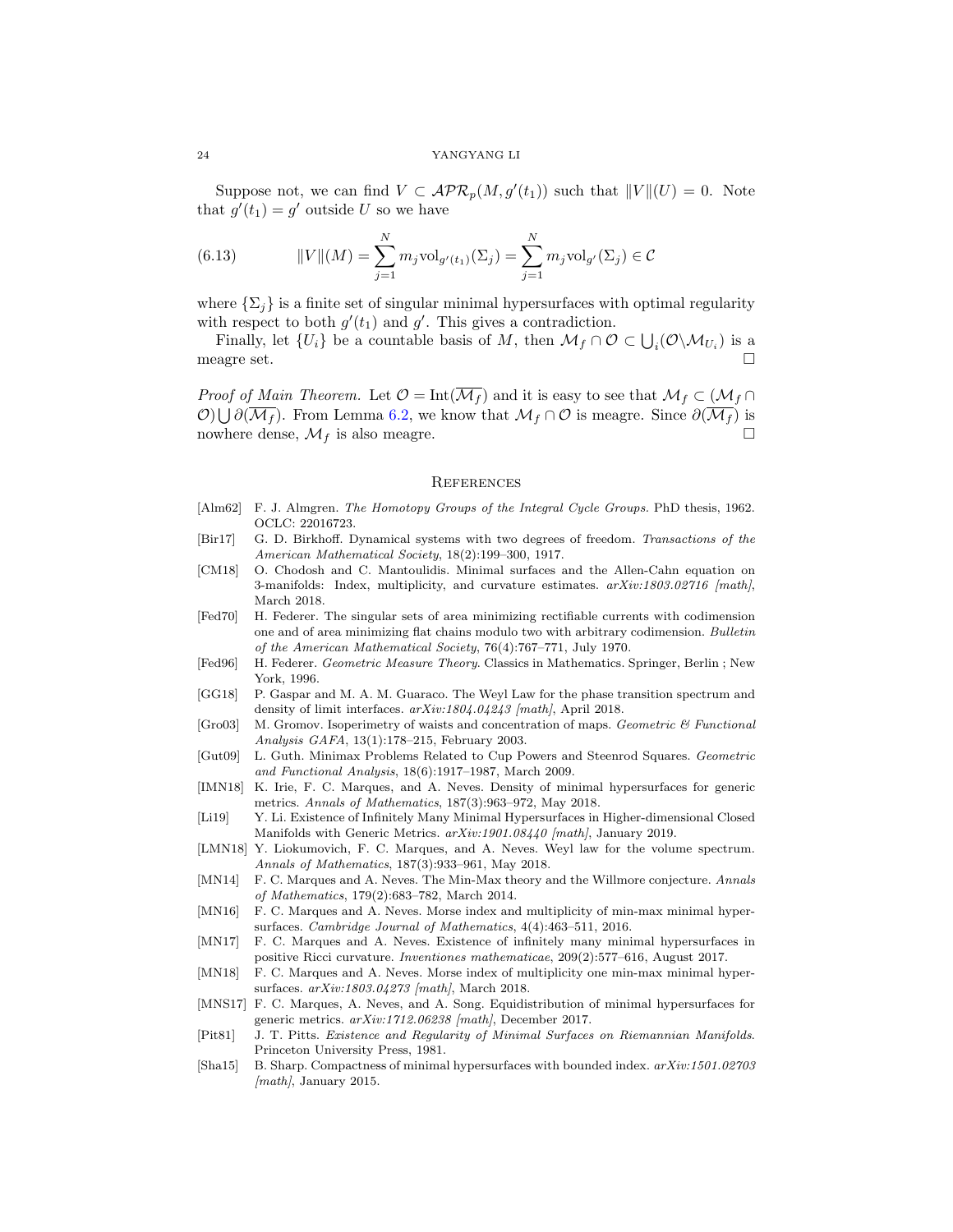Suppose not, we can find $V \subset \mathcal{APR}_p(M, g'(t_1))$ such that $\|V\|(U) = 0$. Note that $g'(t_1) = g'$ outside $U$ so we have

$$\|V\|(M) = \sum_{j=1}^{N} m_j \mathrm{vol}_{g'(t_1)}(\Sigma_j) = \sum_{j=1}^{N} m_j \mathrm{vol}_{g'}(\Sigma_j) \in \mathcal{C} \tag{6.13}$$

where $\{\Sigma_j\}$ is a finite set of singular minimal hypersurfaces with optimal regularity with respect to both $g'(t_1)$ and $g'$. This gives a contradiction.

Finally, let $\{U_i\}$ be a countable basis of $M$, then $\mathcal{M}_f \cap \mathcal{O} \subset \bigcup_i (\mathcal{O} \backslash \mathcal{M}_{U_i})$ is a meagre set. $\square$

*Proof of Main Theorem.* Let $\mathcal{O} = \mathrm{Int}(\overline{\mathcal{M}_f})$ and it is easy to see that $\mathcal{M}_f \subset (\mathcal{M}_f \cap \mathcal{O}) \bigcup \partial(\overline{\mathcal{M}_f})$. From Lemma 6.2, we know that $\mathcal{M}_f \cap \mathcal{O}$ is meagre. Since $\partial(\overline{\mathcal{M}_f})$ is nowhere dense, $\mathcal{M}_f$ is also meagre. $\square$

## References

[Alm62] F. J. Almgren. *The Homotopy Groups of the Integral Cycle Groups.* PhD thesis, 1962. OCLC: 22016723.

[Bir17] G. D. Birkhoff. Dynamical systems with two degrees of freedom. *Transactions of the American Mathematical Society*, 18(2):199–300, 1917.

[CM18] O. Chodosh and C. Mantoulidis. Minimal surfaces and the Allen-Cahn equation on 3-manifolds: Index, multiplicity, and curvature estimates. *arXiv:1803.02716 [math]*, March 2018.

[Fed70] H. Federer. The singular sets of area minimizing rectifiable currents with codimension one and of area minimizing flat chains modulo two with arbitrary codimension. *Bulletin of the American Mathematical Society*, 76(4):767–771, July 1970.

[Fed96] H. Federer. *Geometric Measure Theory.* Classics in Mathematics. Springer, Berlin ; New York, 1996.

[GG18] P. Gaspar and M. A. M. Guaraco. The Weyl Law for the phase transition spectrum and density of limit interfaces. *arXiv:1804.04243 [math]*, April 2018.

[Gro03] M. Gromov. Isoperimetry of waists and concentration of maps. *Geometric & Functional Analysis GAFA*, 13(1):178–215, February 2003.

[Gut09] L. Guth. Minimax Problems Related to Cup Powers and Steenrod Squares. *Geometric and Functional Analysis*, 18(6):1917–1987, March 2009.

[IMN18] K. Irie, F. C. Marques, and A. Neves. Density of minimal hypersurfaces for generic metrics. *Annals of Mathematics*, 187(3):963–972, May 2018.

[Li19] Y. Li. Existence of Infinitely Many Minimal Hypersurfaces in Higher-dimensional Closed Manifolds with Generic Metrics. *arXiv:1901.08440 [math]*, January 2019.

[LMN18] Y. Liokumovich, F. C. Marques, and A. Neves. Weyl law for the volume spectrum. *Annals of Mathematics*, 187(3):933–961, May 2018.

[MN14] F. C. Marques and A. Neves. The Min-Max theory and the Willmore conjecture. *Annals of Mathematics*, 179(2):683–782, March 2014.

[MN16] F. C. Marques and A. Neves. Morse index and multiplicity of min-max minimal hypersurfaces. *Cambridge Journal of Mathematics*, 4(4):463–511, 2016.

[MN17] F. C. Marques and A. Neves. Existence of infinitely many minimal hypersurfaces in positive Ricci curvature. *Inventiones mathematicae*, 209(2):577–616, August 2017.

[MN18] F. C. Marques and A. Neves. Morse index of multiplicity one min-max minimal hypersurfaces. *arXiv:1803.04273 [math]*, March 2018.

[MNS17] F. C. Marques, A. Neves, and A. Song. Equidistribution of minimal hypersurfaces for generic metrics. *arXiv:1712.06238 [math]*, December 2017.

[Pit81] J. T. Pitts. *Existence and Regularity of Minimal Surfaces on Riemannian Manifolds.* Princeton University Press, 1981.

[Sha15] B. Sharp. Compactness of minimal hypersurfaces with bounded index. *arXiv:1501.02703 [math]*, January 2015.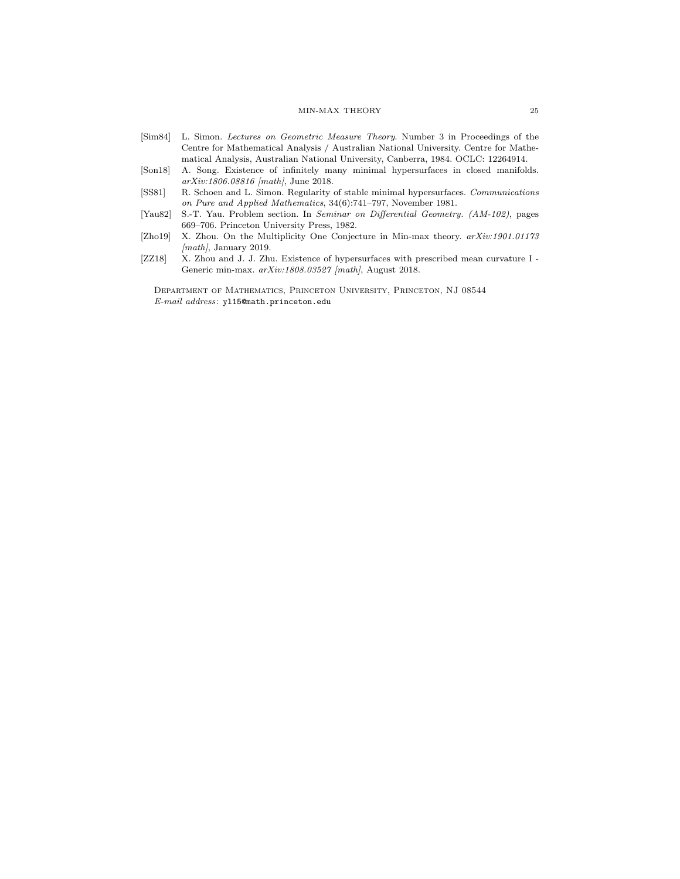[Sim84] L. Simon. *Lectures on Geometric Measure Theory*. Number 3 in Proceedings of the Centre for Mathematical Analysis / Australian National University. Centre for Mathematical Analysis, Australian National University, Canberra, 1984. OCLC: 12264914.

[Son18] A. Song. Existence of infinitely many minimal hypersurfaces in closed manifolds. *arXiv:1806.08816 [math]*, June 2018.

[SS81] R. Schoen and L. Simon. Regularity of stable minimal hypersurfaces. *Communications on Pure and Applied Mathematics*, 34(6):741–797, November 1981.

[Yau82] S.-T. Yau. Problem section. In *Seminar on Differential Geometry. (AM-102)*, pages 669–706. Princeton University Press, 1982.

[Zho19] X. Zhou. On the Multiplicity One Conjecture in Min-max theory. *arXiv:1901.01173 [math]*, January 2019.

[ZZ18] X. Zhou and J. J. Zhu. Existence of hypersurfaces with prescribed mean curvature I - Generic min-max. *arXiv:1808.03527 [math]*, August 2018.

Department of Mathematics, Princeton University, Princeton, NJ 08544

*E-mail address*: `yl15@math.princeton.edu`